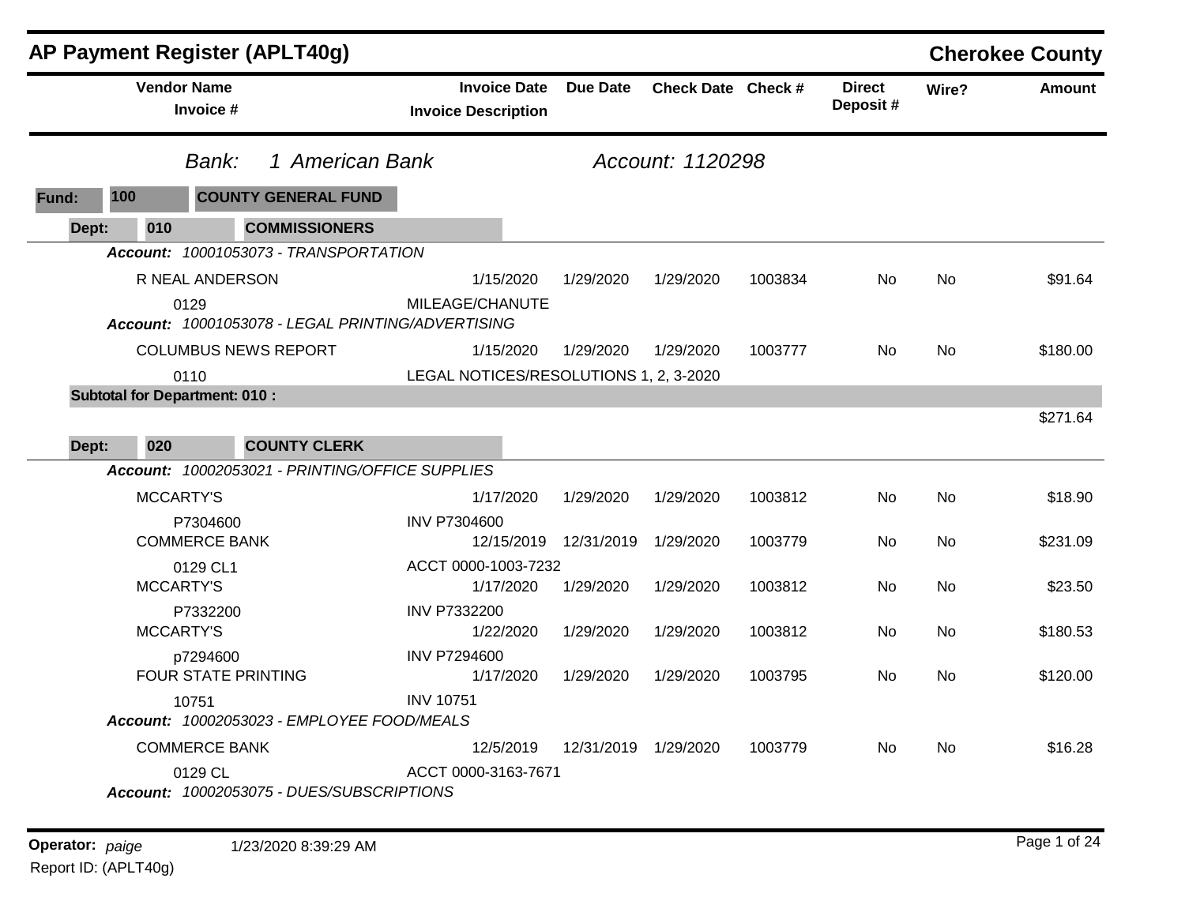# AP Payment Register (APLT40g)

## Cherokee County

**Bank:** 1 American Bank — **Account:** 1120298

**Fund:** 100 — COUNTY GENERAL FUND

### Dept: 010 — COMMISSIONERS

| Vendor Name / Invoice # | Invoice Date / Invoice Description | Due Date | Check Date | Check # | Direct Deposit # | Wire? | Amount |
|---|---|---|---|---|---|---|---|
| ***Account: 10001053073 - TRANSPORTATION*** | | | | | | | |
| R NEAL ANDERSON | 1/15/2020 | 1/29/2020 | 1/29/2020 | 1003834 | No | No | $91.64 |
| 0129 | MILEAGE/CHANUTE | | | | | | |
| ***Account: 10001053078 - LEGAL PRINTING/ADVERTISING*** | | | | | | | |
| COLUMBUS NEWS REPORT | 1/15/2020 | 1/29/2020 | 1/29/2020 | 1003777 | No | No | $180.00 |
| 0110 | LEGAL NOTICES/RESOLUTIONS 1, 2, 3-2020 | | | | | | |
| **Subtotal for Department: 010 :** | | | | | | | $271.64 |

### Dept: 020 — COUNTY CLERK

| Vendor Name / Invoice # | Invoice Date / Invoice Description | Due Date | Check Date | Check # | Direct Deposit # | Wire? | Amount |
|---|---|---|---|---|---|---|---|
| ***Account: 10002053021 - PRINTING/OFFICE SUPPLIES*** | | | | | | | |
| MCCARTY'S | 1/17/2020 | 1/29/2020 | 1/29/2020 | 1003812 | No | No | $18.90 |
| P7304600 | INV P7304600 | | | | | | |
| COMMERCE BANK | 12/15/2019 | 12/31/2019 | 1/29/2020 | 1003779 | No | No | $231.09 |
| 0129 CL1 | ACCT 0000-1003-7232 | | | | | | |
| MCCARTY'S | 1/17/2020 | 1/29/2020 | 1/29/2020 | 1003812 | No | No | $23.50 |
| P7332200 | INV P7332200 | | | | | | |
| MCCARTY'S | 1/22/2020 | 1/29/2020 | 1/29/2020 | 1003812 | No | No | $180.53 |
| p7294600 | INV P7294600 | | | | | | |
| FOUR STATE PRINTING | 1/17/2020 | 1/29/2020 | 1/29/2020 | 1003795 | No | No | $120.00 |
| 10751 | INV 10751 | | | | | | |
| ***Account: 10002053023 - EMPLOYEE FOOD/MEALS*** | | | | | | | |
| COMMERCE BANK | 12/5/2019 | 12/31/2019 | 1/29/2020 | 1003779 | No | No | $16.28 |
| 0129 CL | ACCT 0000-3163-7671 | | | | | | |
| ***Account: 10002053075 - DUES/SUBSCRIPTIONS*** | | | | | | | |

**Operator:** *paige* 1/23/2020 8:39:29 AM

Report ID: (APLT40g)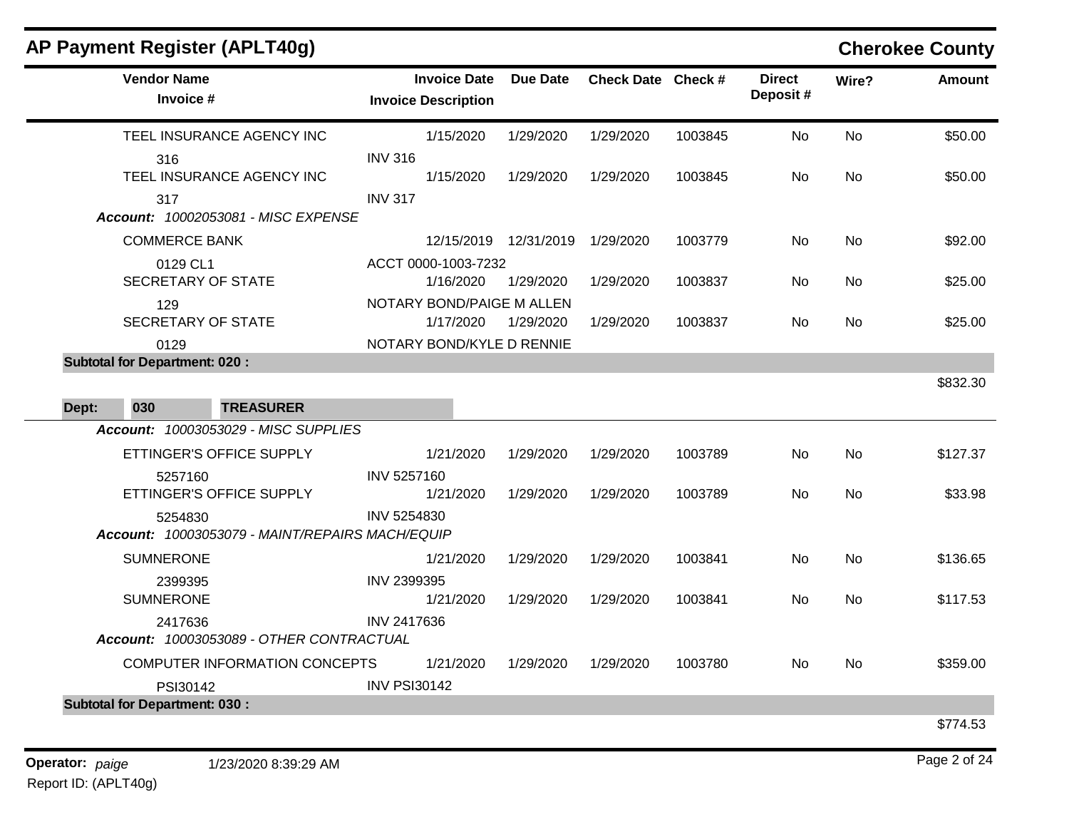## AP Payment Register (APLT40g) — Cherokee County

| Vendor Name / Invoice # | Invoice Date / Invoice Description | Due Date | Check Date | Check # | Direct Deposit # | Wire? | Amount |
|---|---|---|---|---|---|---|---|
| TEEL INSURANCE AGENCY INC | 1/15/2020 | 1/29/2020 | 1/29/2020 | 1003845 | No | No | $50.00 |
| 316 | INV 316 | | | | | | |
| TEEL INSURANCE AGENCY INC | 1/15/2020 | 1/29/2020 | 1/29/2020 | 1003845 | No | No | $50.00 |
| 317 | INV 317 | | | | | | |
| ***Account:* 10002053081 - MISC EXPENSE** | | | | | | | |
| COMMERCE BANK | 12/15/2019 | 12/31/2019 | 1/29/2020 | 1003779 | No | No | $92.00 |
| 0129 CL1 | ACCT 0000-1003-7232 | | | | | | |
| SECRETARY OF STATE | 1/16/2020 | 1/29/2020 | 1/29/2020 | 1003837 | No | No | $25.00 |
| 129 | NOTARY BOND/PAIGE M ALLEN | | | | | | |
| SECRETARY OF STATE | 1/17/2020 | 1/29/2020 | 1/29/2020 | 1003837 | No | No | $25.00 |
| 0129 | NOTARY BOND/KYLE D RENNIE | | | | | | |
| **Subtotal for Department: 020 :** | | | | | | | $832.30 |

**Dept: 030 TREASURER**

| Vendor Name / Invoice # | Invoice Date / Invoice Description | Due Date | Check Date | Check # | Direct Deposit # | Wire? | Amount |
|---|---|---|---|---|---|---|---|
| ***Account:* 10003053029 - MISC SUPPLIES** | | | | | | | |
| ETTINGER'S OFFICE SUPPLY | 1/21/2020 | 1/29/2020 | 1/29/2020 | 1003789 | No | No | $127.37 |
| 5257160 | INV 5257160 | | | | | | |
| ETTINGER'S OFFICE SUPPLY | 1/21/2020 | 1/29/2020 | 1/29/2020 | 1003789 | No | No | $33.98 |
| 5254830 | INV 5254830 | | | | | | |
| ***Account:* 10003053079 - MAINT/REPAIRS MACH/EQUIP** | | | | | | | |
| SUMNERONE | 1/21/2020 | 1/29/2020 | 1/29/2020 | 1003841 | No | No | $136.65 |
| 2399395 | INV 2399395 | | | | | | |
| SUMNERONE | 1/21/2020 | 1/29/2020 | 1/29/2020 | 1003841 | No | No | $117.53 |
| 2417636 | INV 2417636 | | | | | | |
| ***Account:* 10003053089 - OTHER CONTRACTUAL** | | | | | | | |
| COMPUTER INFORMATION CONCEPTS | 1/21/2020 | 1/29/2020 | 1/29/2020 | 1003780 | No | No | $359.00 |
| PSI30142 | INV PSI30142 | | | | | | |
| **Subtotal for Department: 030 :** | | | | | | | $774.53 |

**Operator:** *paige* 1/23/2020 8:39:29 AM
Report ID: (APLT40g)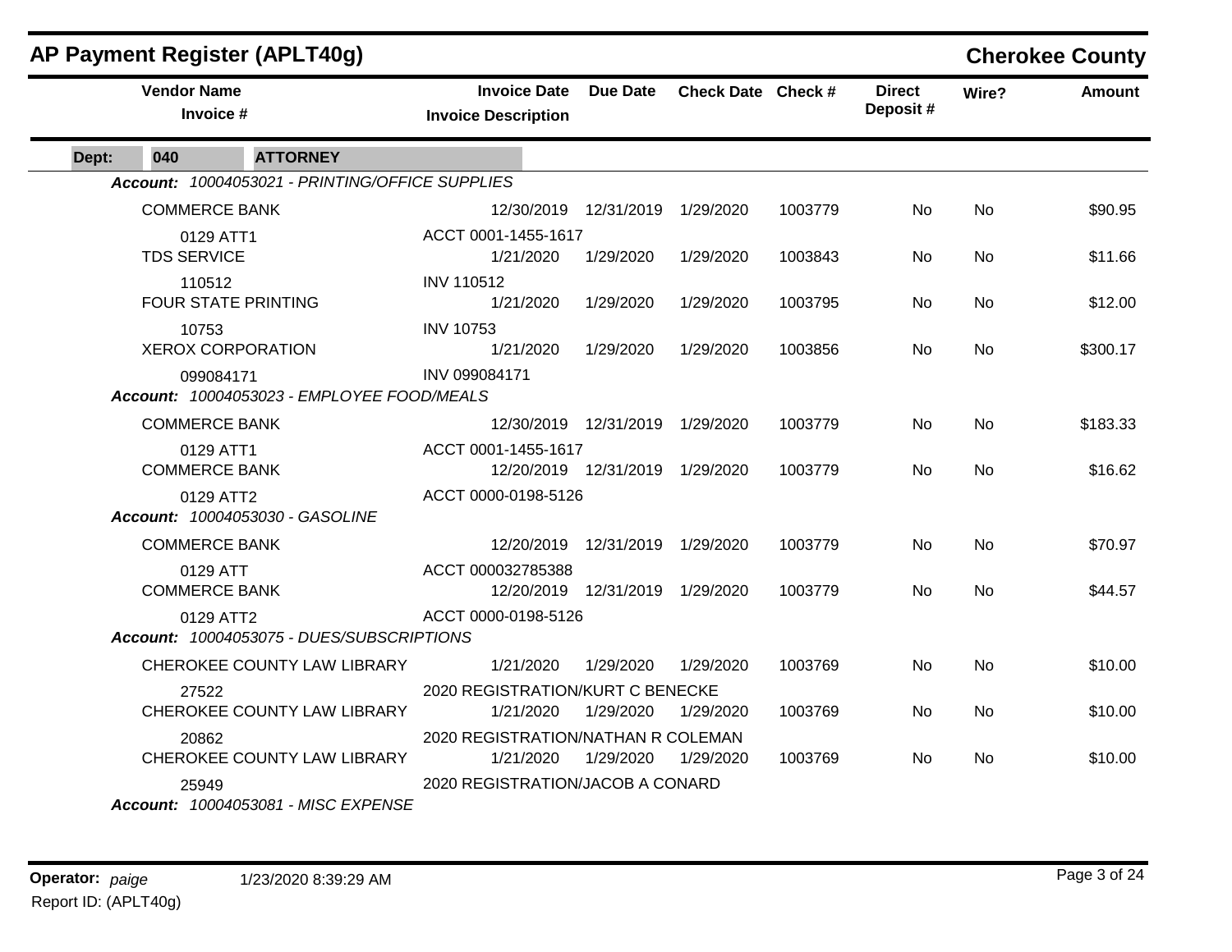## AP Payment Register (APLT40g)

**Cherokee County**

| Vendor Name / Invoice # | Invoice Date / Invoice Description | Due Date | Check Date | Check # | Direct Deposit # | Wire? | Amount |
|---|---|---|---|---|---|---|---|
| **Dept: 040 ATTORNEY** | | | | | | | |
| ***Account: 10004053021 - PRINTING/OFFICE SUPPLIES*** | | | | | | | |
| COMMERCE BANK | 12/30/2019 | 12/31/2019 | 1/29/2020 | 1003779 | No | No | $90.95 |
| 0129 ATT1 | ACCT 0001-1455-1617 | | | | | | |
| TDS SERVICE | 1/21/2020 | 1/29/2020 | 1/29/2020 | 1003843 | No | No | $11.66 |
| 110512 | INV 110512 | | | | | | |
| FOUR STATE PRINTING | 1/21/2020 | 1/29/2020 | 1/29/2020 | 1003795 | No | No | $12.00 |
| 10753 | INV 10753 | | | | | | |
| XEROX CORPORATION | 1/21/2020 | 1/29/2020 | 1/29/2020 | 1003856 | No | No | $300.17 |
| 099084171 | INV 099084171 | | | | | | |
| ***Account: 10004053023 - EMPLOYEE FOOD/MEALS*** | | | | | | | |
| COMMERCE BANK | 12/30/2019 | 12/31/2019 | 1/29/2020 | 1003779 | No | No | $183.33 |
| 0129 ATT1 | ACCT 0001-1455-1617 | | | | | | |
| COMMERCE BANK | 12/20/2019 | 12/31/2019 | 1/29/2020 | 1003779 | No | No | $16.62 |
| 0129 ATT2 | ACCT 0000-0198-5126 | | | | | | |
| ***Account: 10004053030 - GASOLINE*** | | | | | | | |
| COMMERCE BANK | 12/20/2019 | 12/31/2019 | 1/29/2020 | 1003779 | No | No | $70.97 |
| 0129 ATT | ACCT 000032785388 | | | | | | |
| COMMERCE BANK | 12/20/2019 | 12/31/2019 | 1/29/2020 | 1003779 | No | No | $44.57 |
| 0129 ATT2 | ACCT 0000-0198-5126 | | | | | | |
| ***Account: 10004053075 - DUES/SUBSCRIPTIONS*** | | | | | | | |
| CHEROKEE COUNTY LAW LIBRARY | 1/21/2020 | 1/29/2020 | 1/29/2020 | 1003769 | No | No | $10.00 |
| 27522 | 2020 REGISTRATION/KURT C BENECKE | | | | | | |
| CHEROKEE COUNTY LAW LIBRARY | 1/21/2020 | 1/29/2020 | 1/29/2020 | 1003769 | No | No | $10.00 |
| 20862 | 2020 REGISTRATION/NATHAN R COLEMAN | | | | | | |
| CHEROKEE COUNTY LAW LIBRARY | 1/21/2020 | 1/29/2020 | 1/29/2020 | 1003769 | No | No | $10.00 |
| 25949 | 2020 REGISTRATION/JACOB A CONARD | | | | | | |
| ***Account: 10004053081 - MISC EXPENSE*** | | | | | | | |

**Operator:** *paige* 1/23/2020 8:39:29 AM

Report ID: (APLT40g)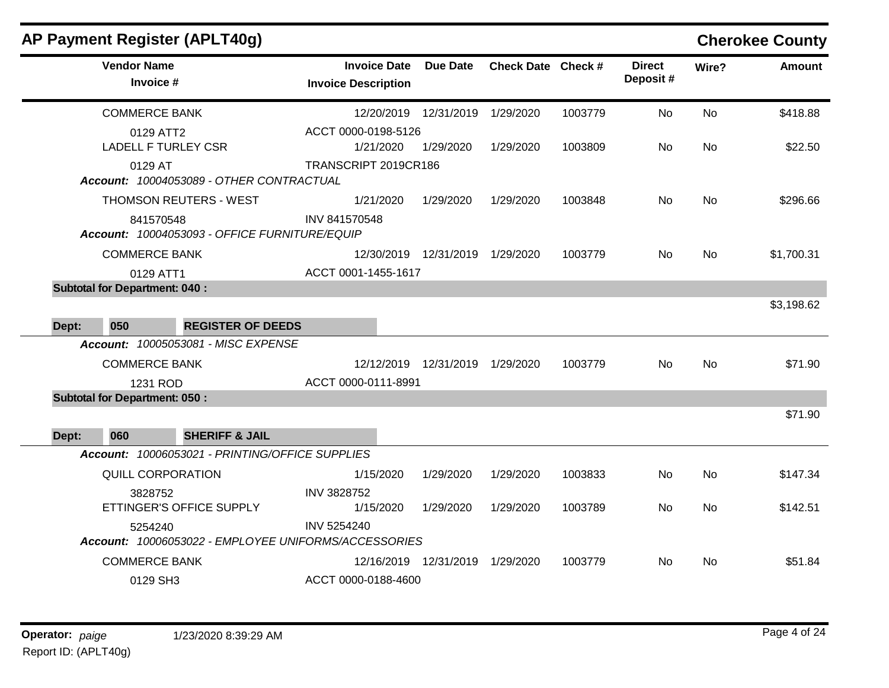## AP Payment Register (APLT40g)

**Cherokee County**

| Vendor Name / Invoice # | Invoice Date / Invoice Description | Due Date | Check Date | Check # | Direct Deposit # | Wire? | Amount |
|---|---|---|---|---|---|---|---|
| COMMERCE BANK | 12/20/2019 | 12/31/2019 | 1/29/2020 | 1003779 | No | No | $418.88 |
| 0129 ATT2 | ACCT 0000-0198-5126 | | | | | | |
| LADELL F TURLEY CSR | 1/21/2020 | 1/29/2020 | 1/29/2020 | 1003809 | No | No | $22.50 |
| 0129 AT | TRANSCRIPT 2019CR186 | | | | | | |
| ***Account:*** *10004053089 - OTHER CONTRACTUAL* | | | | | | | |
| THOMSON REUTERS - WEST | 1/21/2020 | 1/29/2020 | 1/29/2020 | 1003848 | No | No | $296.66 |
| 841570548 | INV 841570548 | | | | | | |
| ***Account:*** *10004053093 - OFFICE FURNITURE/EQUIP* | | | | | | | |
| COMMERCE BANK | 12/30/2019 | 12/31/2019 | 1/29/2020 | 1003779 | No | No | $1,700.31 |
| 0129 ATT1 | ACCT 0001-1455-1617 | | | | | | |
| **Subtotal for Department: 040 :** | | | | | | | $3,198.62 |
| **Dept: 050 REGISTER OF DEEDS** | | | | | | | |
| ***Account:*** *10005053081 - MISC EXPENSE* | | | | | | | |
| COMMERCE BANK | 12/12/2019 | 12/31/2019 | 1/29/2020 | 1003779 | No | No | $71.90 |
| 1231 ROD | ACCT 0000-0111-8991 | | | | | | |
| **Subtotal for Department: 050 :** | | | | | | | $71.90 |
| **Dept: 060 SHERIFF & JAIL** | | | | | | | |
| ***Account:*** *10006053021 - PRINTING/OFFICE SUPPLIES* | | | | | | | |
| QUILL CORPORATION | 1/15/2020 | 1/29/2020 | 1/29/2020 | 1003833 | No | No | $147.34 |
| 3828752 | INV 3828752 | | | | | | |
| ETTINGER'S OFFICE SUPPLY | 1/15/2020 | 1/29/2020 | 1/29/2020 | 1003789 | No | No | $142.51 |
| 5254240 | INV 5254240 | | | | | | |
| ***Account:*** *10006053022 - EMPLOYEE UNIFORMS/ACCESSORIES* | | | | | | | |
| COMMERCE BANK | 12/16/2019 | 12/31/2019 | 1/29/2020 | 1003779 | No | No | $51.84 |
| 0129 SH3 | ACCT 0000-0188-4600 | | | | | | |

**Operator:** *paige* 1/23/2020 8:39:29 AM

Report ID: (APLT40g)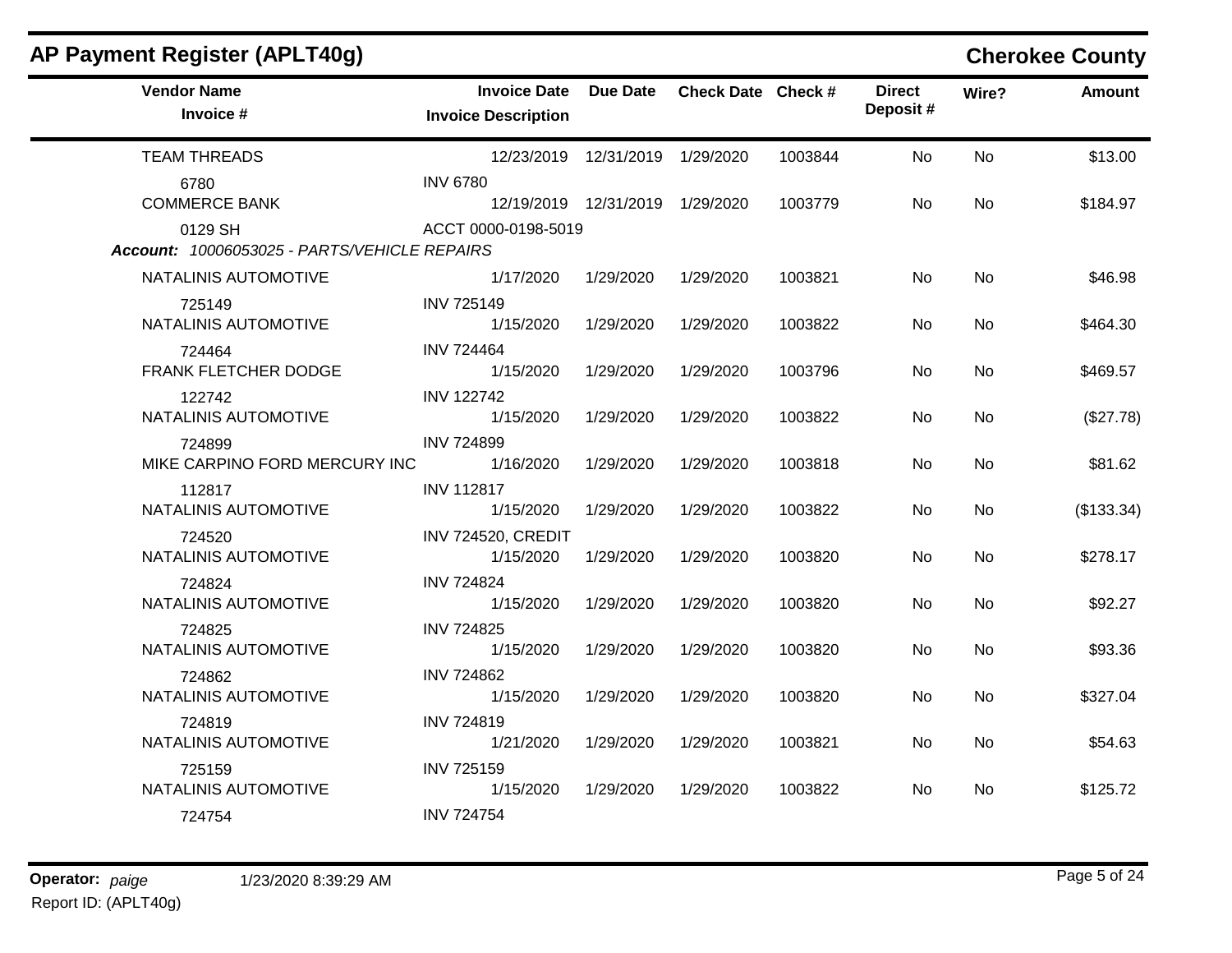## AP Payment Register (APLT40g)

**Cherokee County**

| Vendor Name / Invoice # | Invoice Date / Invoice Description | Due Date | Check Date | Check # | Direct Deposit # | Wire? | Amount |
|---|---|---|---|---|---|---|---|
| TEAM THREADS | 12/23/2019 | 12/31/2019 | 1/29/2020 | 1003844 | No | No | $13.00 |
| 6780 | INV 6780 | | | | | | |
| COMMERCE BANK | 12/19/2019 | 12/31/2019 | 1/29/2020 | 1003779 | No | No | $184.97 |
| 0129 SH | ACCT 0000-0198-5019 | | | | | | |
| ***Account:* 10006053025 - PARTS/VEHICLE REPAIRS** | | | | | | | |
| NATALINIS AUTOMOTIVE | 1/17/2020 | 1/29/2020 | 1/29/2020 | 1003821 | No | No | $46.98 |
| 725149 | INV 725149 | | | | | | |
| NATALINIS AUTOMOTIVE | 1/15/2020 | 1/29/2020 | 1/29/2020 | 1003822 | No | No | $464.30 |
| 724464 | INV 724464 | | | | | | |
| FRANK FLETCHER DODGE | 1/15/2020 | 1/29/2020 | 1/29/2020 | 1003796 | No | No | $469.57 |
| 122742 | INV 122742 | | | | | | |
| NATALINIS AUTOMOTIVE | 1/15/2020 | 1/29/2020 | 1/29/2020 | 1003822 | No | No | ($27.78) |
| 724899 | INV 724899 | | | | | | |
| MIKE CARPINO FORD MERCURY INC | 1/16/2020 | 1/29/2020 | 1/29/2020 | 1003818 | No | No | $81.62 |
| 112817 | INV 112817 | | | | | | |
| NATALINIS AUTOMOTIVE | 1/15/2020 | 1/29/2020 | 1/29/2020 | 1003822 | No | No | ($133.34) |
| 724520 | INV 724520, CREDIT | | | | | | |
| NATALINIS AUTOMOTIVE | 1/15/2020 | 1/29/2020 | 1/29/2020 | 1003820 | No | No | $278.17 |
| 724824 | INV 724824 | | | | | | |
| NATALINIS AUTOMOTIVE | 1/15/2020 | 1/29/2020 | 1/29/2020 | 1003820 | No | No | $92.27 |
| 724825 | INV 724825 | | | | | | |
| NATALINIS AUTOMOTIVE | 1/15/2020 | 1/29/2020 | 1/29/2020 | 1003820 | No | No | $93.36 |
| 724862 | INV 724862 | | | | | | |
| NATALINIS AUTOMOTIVE | 1/15/2020 | 1/29/2020 | 1/29/2020 | 1003820 | No | No | $327.04 |
| 724819 | INV 724819 | | | | | | |
| NATALINIS AUTOMOTIVE | 1/21/2020 | 1/29/2020 | 1/29/2020 | 1003821 | No | No | $54.63 |
| 725159 | INV 725159 | | | | | | |
| NATALINIS AUTOMOTIVE | 1/15/2020 | 1/29/2020 | 1/29/2020 | 1003822 | No | No | $125.72 |
| 724754 | INV 724754 | | | | | | |

**Operator:** *paige* 1/23/2020 8:39:29 AM

Report ID: (APLT40g)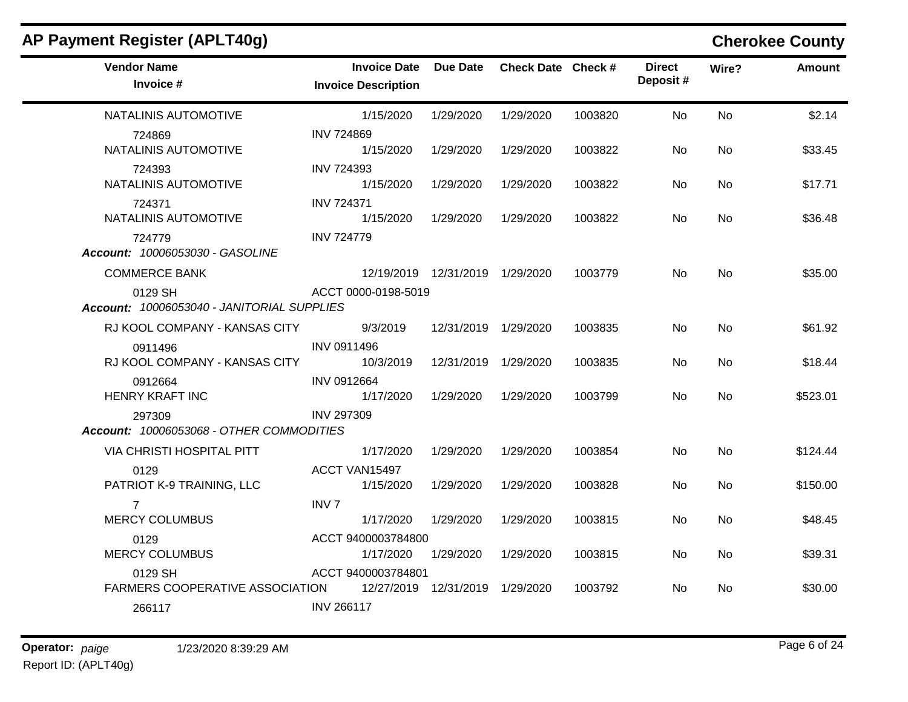## AP Payment Register (APLT40g)

**Cherokee County**

| Vendor Name / Invoice # | Invoice Date / Invoice Description | Due Date | Check Date | Check # | Direct Deposit # | Wire? | Amount |
|---|---|---|---|---|---|---|---|
| NATALINIS AUTOMOTIVE | 1/15/2020 | 1/29/2020 | 1/29/2020 | 1003820 | No | No | $2.14 |
| 724869 | INV 724869 | | | | | | |
| NATALINIS AUTOMOTIVE | 1/15/2020 | 1/29/2020 | 1/29/2020 | 1003822 | No | No | $33.45 |
| 724393 | INV 724393 | | | | | | |
| NATALINIS AUTOMOTIVE | 1/15/2020 | 1/29/2020 | 1/29/2020 | 1003822 | No | No | $17.71 |
| 724371 | INV 724371 | | | | | | |
| NATALINIS AUTOMOTIVE | 1/15/2020 | 1/29/2020 | 1/29/2020 | 1003822 | No | No | $36.48 |
| 724779 | INV 724779 | | | | | | |
| ***Account:*** *10006053030 - GASOLINE* | | | | | | | |
| COMMERCE BANK | 12/19/2019 | 12/31/2019 | 1/29/2020 | 1003779 | No | No | $35.00 |
| 0129 SH | ACCT 0000-0198-5019 | | | | | | |
| ***Account:*** *10006053040 - JANITORIAL SUPPLIES* | | | | | | | |
| RJ KOOL COMPANY - KANSAS CITY | 9/3/2019 | 12/31/2019 | 1/29/2020 | 1003835 | No | No | $61.92 |
| 0911496 | INV 0911496 | | | | | | |
| RJ KOOL COMPANY - KANSAS CITY | 10/3/2019 | 12/31/2019 | 1/29/2020 | 1003835 | No | No | $18.44 |
| 0912664 | INV 0912664 | | | | | | |
| HENRY KRAFT INC | 1/17/2020 | 1/29/2020 | 1/29/2020 | 1003799 | No | No | $523.01 |
| 297309 | INV 297309 | | | | | | |
| ***Account:*** *10006053068 - OTHER COMMODITIES* | | | | | | | |
| VIA CHRISTI HOSPITAL PITT | 1/17/2020 | 1/29/2020 | 1/29/2020 | 1003854 | No | No | $124.44 |
| 0129 | ACCT VAN15497 | | | | | | |
| PATRIOT K-9 TRAINING, LLC | 1/15/2020 | 1/29/2020 | 1/29/2020 | 1003828 | No | No | $150.00 |
| 7 | INV 7 | | | | | | |
| MERCY COLUMBUS | 1/17/2020 | 1/29/2020 | 1/29/2020 | 1003815 | No | No | $48.45 |
| 0129 | ACCT 9400003784800 | | | | | | |
| MERCY COLUMBUS | 1/17/2020 | 1/29/2020 | 1/29/2020 | 1003815 | No | No | $39.31 |
| 0129 SH | ACCT 9400003784801 | | | | | | |
| FARMERS COOPERATIVE ASSOCIATION | 12/27/2019 | 12/31/2019 | 1/29/2020 | 1003792 | No | No | $30.00 |
| 266117 | INV 266117 | | | | | | |

**Operator:** *paige* 1/23/2020 8:39:29 AM

Report ID: (APLT40g)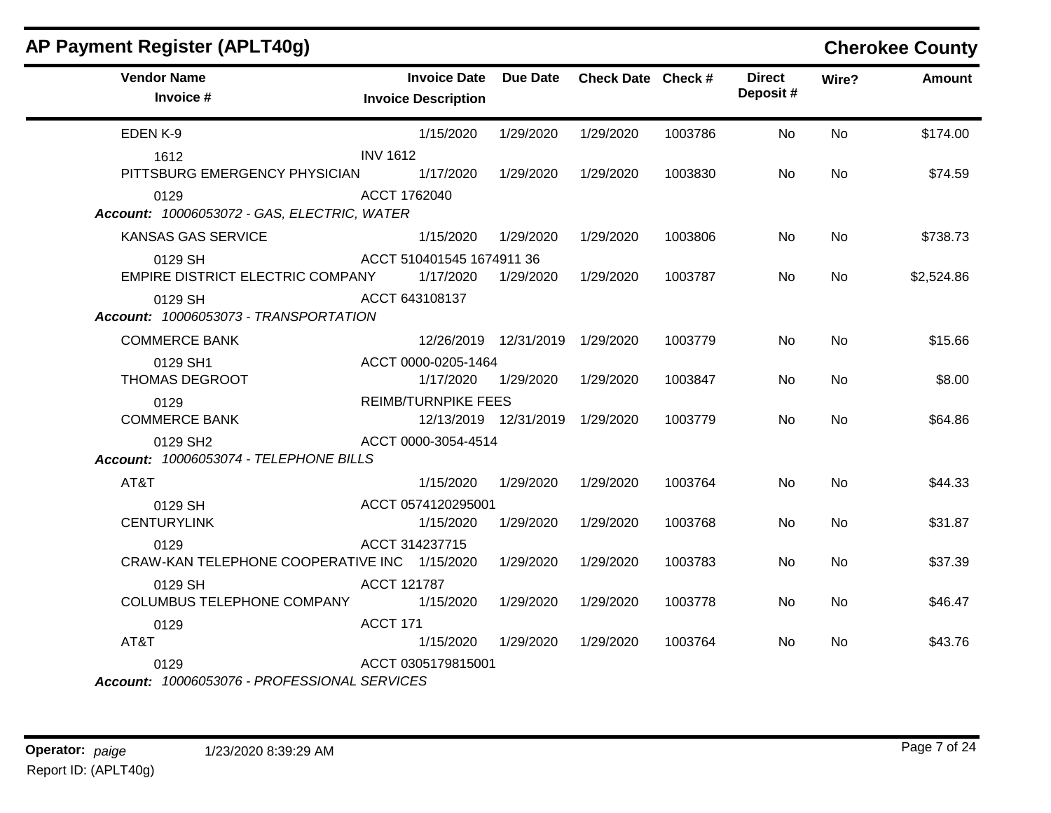# AP Payment Register (APLT40g)

**Cherokee County**

| Vendor Name / Invoice # | Invoice Date / Invoice Description | Due Date | Check Date | Check # | Direct Deposit # | Wire? | Amount |
|---|---|---|---|---|---|---|---|
| EDEN K-9 | 1/15/2020 | 1/29/2020 | 1/29/2020 | 1003786 | No | No | $174.00 |
| 1612 | INV 1612 | | | | | | |
| PITTSBURG EMERGENCY PHYSICIAN | 1/17/2020 | 1/29/2020 | 1/29/2020 | 1003830 | No | No | $74.59 |
| 0129 | ACCT 1762040 | | | | | | |
| ***Account:* 10006053072 - GAS, ELECTRIC, WATER** | | | | | | | |
| KANSAS GAS SERVICE | 1/15/2020 | 1/29/2020 | 1/29/2020 | 1003806 | No | No | $738.73 |
| 0129 SH | ACCT 510401545 1674911 36 | | | | | | |
| EMPIRE DISTRICT ELECTRIC COMPANY | 1/17/2020 | 1/29/2020 | 1/29/2020 | 1003787 | No | No | $2,524.86 |
| 0129 SH | ACCT 643108137 | | | | | | |
| ***Account:* 10006053073 - TRANSPORTATION** | | | | | | | |
| COMMERCE BANK | 12/26/2019 | 12/31/2019 | 1/29/2020 | 1003779 | No | No | $15.66 |
| 0129 SH1 | ACCT 0000-0205-1464 | | | | | | |
| THOMAS DEGROOT | 1/17/2020 | 1/29/2020 | 1/29/2020 | 1003847 | No | No | $8.00 |
| 0129 | REIMB/TURNPIKE FEES | | | | | | |
| COMMERCE BANK | 12/13/2019 | 12/31/2019 | 1/29/2020 | 1003779 | No | No | $64.86 |
| 0129 SH2 | ACCT 0000-3054-4514 | | | | | | |
| ***Account:* 10006053074 - TELEPHONE BILLS** | | | | | | | |
| AT&T | 1/15/2020 | 1/29/2020 | 1/29/2020 | 1003764 | No | No | $44.33 |
| 0129 SH | ACCT 0574120295001 | | | | | | |
| CENTURYLINK | 1/15/2020 | 1/29/2020 | 1/29/2020 | 1003768 | No | No | $31.87 |
| 0129 | ACCT 314237715 | | | | | | |
| CRAW-KAN TELEPHONE COOPERATIVE INC | 1/15/2020 | 1/29/2020 | 1/29/2020 | 1003783 | No | No | $37.39 |
| 0129 SH | ACCT 121787 | | | | | | |
| COLUMBUS TELEPHONE COMPANY | 1/15/2020 | 1/29/2020 | 1/29/2020 | 1003778 | No | No | $46.47 |
| 0129 | ACCT 171 | | | | | | |
| AT&T | 1/15/2020 | 1/29/2020 | 1/29/2020 | 1003764 | No | No | $43.76 |
| 0129 | ACCT 0305179815001 | | | | | | |
| ***Account:* 10006053076 - PROFESSIONAL SERVICES** | | | | | | | |

**Operator:** *paige* 1/23/2020 8:39:29 AM

Report ID: (APLT40g)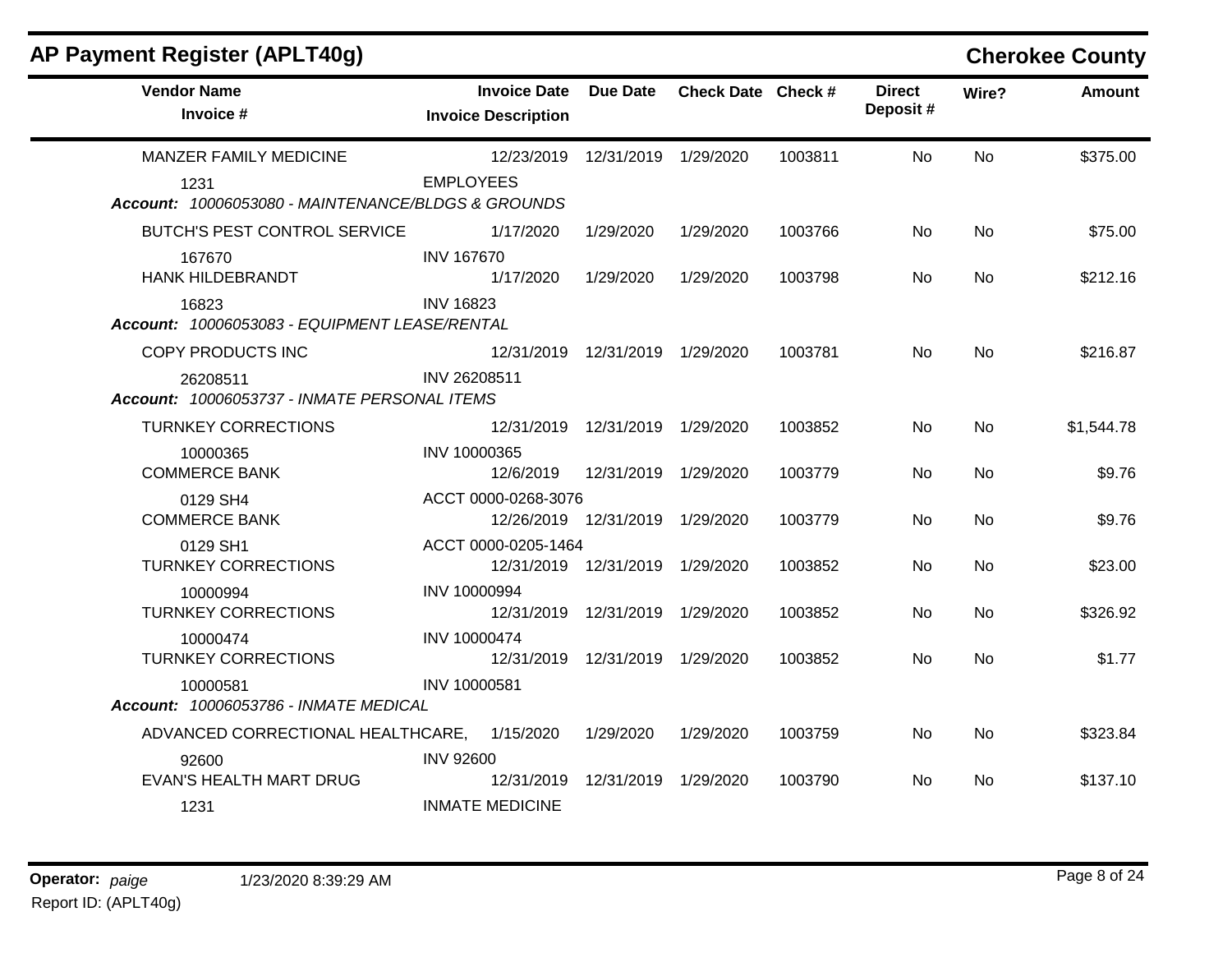## AP Payment Register (APLT40g)

**Cherokee County**

| Vendor Name / Invoice # | Invoice Date / Invoice Description | Due Date | Check Date | Check # | Direct Deposit # | Wire? | Amount |
|---|---|---|---|---|---|---|---|
| MANZER FAMILY MEDICINE | 12/23/2019 | 12/31/2019 | 1/29/2020 | 1003811 | No | No | $375.00 |
| 1231 | EMPLOYEES | | | | | | |
| ***Account:** 10006053080 - MAINTENANCE/BLDGS & GROUNDS* | | | | | | | |
| BUTCH'S PEST CONTROL SERVICE | 1/17/2020 | 1/29/2020 | 1/29/2020 | 1003766 | No | No | $75.00 |
| 167670 | INV 167670 | | | | | | |
| HANK HILDEBRANDT | 1/17/2020 | 1/29/2020 | 1/29/2020 | 1003798 | No | No | $212.16 |
| 16823 | INV 16823 | | | | | | |
| ***Account:** 10006053083 - EQUIPMENT LEASE/RENTAL* | | | | | | | |
| COPY PRODUCTS INC | 12/31/2019 | 12/31/2019 | 1/29/2020 | 1003781 | No | No | $216.87 |
| 26208511 | INV 26208511 | | | | | | |
| ***Account:** 10006053737 - INMATE PERSONAL ITEMS* | | | | | | | |
| TURNKEY CORRECTIONS | 12/31/2019 | 12/31/2019 | 1/29/2020 | 1003852 | No | No | $1,544.78 |
| 10000365 | INV 10000365 | | | | | | |
| COMMERCE BANK | 12/6/2019 | 12/31/2019 | 1/29/2020 | 1003779 | No | No | $9.76 |
| 0129 SH4 | ACCT 0000-0268-3076 | | | | | | |
| COMMERCE BANK | 12/26/2019 | 12/31/2019 | 1/29/2020 | 1003779 | No | No | $9.76 |
| 0129 SH1 | ACCT 0000-0205-1464 | | | | | | |
| TURNKEY CORRECTIONS | 12/31/2019 | 12/31/2019 | 1/29/2020 | 1003852 | No | No | $23.00 |
| 10000994 | INV 10000994 | | | | | | |
| TURNKEY CORRECTIONS | 12/31/2019 | 12/31/2019 | 1/29/2020 | 1003852 | No | No | $326.92 |
| 10000474 | INV 10000474 | | | | | | |
| TURNKEY CORRECTIONS | 12/31/2019 | 12/31/2019 | 1/29/2020 | 1003852 | No | No | $1.77 |
| 10000581 | INV 10000581 | | | | | | |
| ***Account:** 10006053786 - INMATE MEDICAL* | | | | | | | |
| ADVANCED CORRECTIONAL HEALTHCARE, | 1/15/2020 | 1/29/2020 | 1/29/2020 | 1003759 | No | No | $323.84 |
| 92600 | INV 92600 | | | | | | |
| EVAN'S HEALTH MART DRUG | 12/31/2019 | 12/31/2019 | 1/29/2020 | 1003790 | No | No | $137.10 |
| 1231 | INMATE MEDICINE | | | | | | |

**Operator:** *paige* 1/23/2020 8:39:29 AM

Report ID: (APLT40g)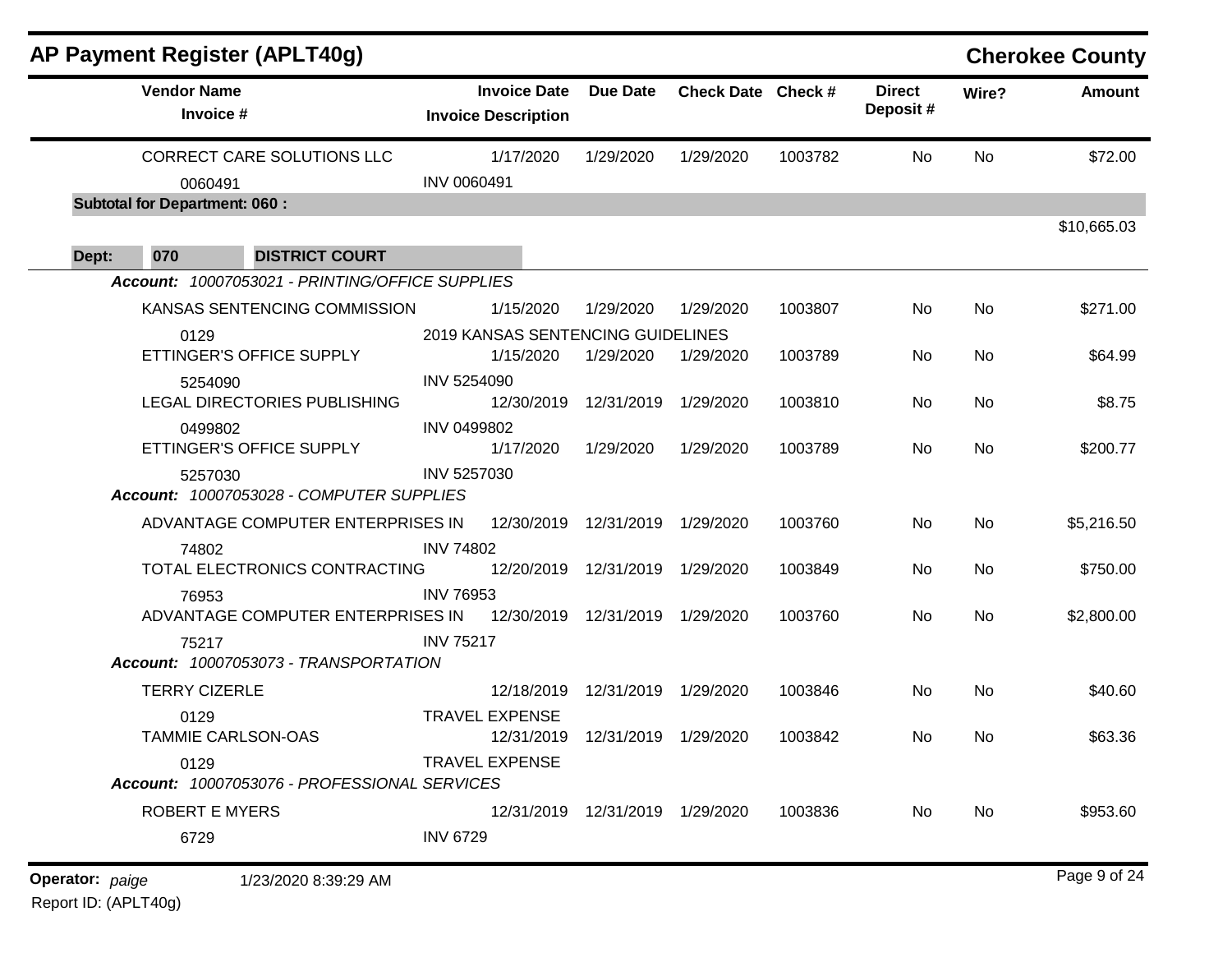## AP Payment Register (APLT40g)

**Cherokee County**

| Vendor Name / Invoice # | Invoice Date / Invoice Description | Due Date | Check Date | Check # | Direct Deposit # | Wire? | Amount |
|---|---|---|---|---|---|---|---|
| CORRECT CARE SOLUTIONS LLC | 1/17/2020 | 1/29/2020 | 1/29/2020 | 1003782 | No | No | $72.00 |
| 0060491 | INV 0060491 | | | | | | |
| **Subtotal for Department: 060 :** | | | | | | | $10,665.03 |

**Dept: 070 DISTRICT COURT**

***Account: 10007053021 - PRINTING/OFFICE SUPPLIES***

| Vendor Name / Invoice # | Invoice Date / Invoice Description | Due Date | Check Date | Check # | Direct Deposit # | Wire? | Amount |
|---|---|---|---|---|---|---|---|
| KANSAS SENTENCING COMMISSION | 1/15/2020 | 1/29/2020 | 1/29/2020 | 1003807 | No | No | $271.00 |
| 0129 | 2019 KANSAS SENTENCING GUIDELINES | | | | | | |
| ETTINGER'S OFFICE SUPPLY | 1/15/2020 | 1/29/2020 | 1/29/2020 | 1003789 | No | No | $64.99 |
| 5254090 | INV 5254090 | | | | | | |
| LEGAL DIRECTORIES PUBLISHING | 12/30/2019 | 12/31/2019 | 1/29/2020 | 1003810 | No | No | $8.75 |
| 0499802 | INV 0499802 | | | | | | |
| ETTINGER'S OFFICE SUPPLY | 1/17/2020 | 1/29/2020 | 1/29/2020 | 1003789 | No | No | $200.77 |
| 5257030 | INV 5257030 | | | | | | |

***Account: 10007053028 - COMPUTER SUPPLIES***

| Vendor Name / Invoice # | Invoice Date / Invoice Description | Due Date | Check Date | Check # | Direct Deposit # | Wire? | Amount |
|---|---|---|---|---|---|---|---|
| ADVANTAGE COMPUTER ENTERPRISES IN | 12/30/2019 | 12/31/2019 | 1/29/2020 | 1003760 | No | No | $5,216.50 |
| 74802 | INV 74802 | | | | | | |
| TOTAL ELECTRONICS CONTRACTING | 12/20/2019 | 12/31/2019 | 1/29/2020 | 1003849 | No | No | $750.00 |
| 76953 | INV 76953 | | | | | | |
| ADVANTAGE COMPUTER ENTERPRISES IN | 12/30/2019 | 12/31/2019 | 1/29/2020 | 1003760 | No | No | $2,800.00 |
| 75217 | INV 75217 | | | | | | |

***Account: 10007053073 - TRANSPORTATION***

| Vendor Name / Invoice # | Invoice Date / Invoice Description | Due Date | Check Date | Check # | Direct Deposit # | Wire? | Amount |
|---|---|---|---|---|---|---|---|
| TERRY CIZERLE | 12/18/2019 | 12/31/2019 | 1/29/2020 | 1003846 | No | No | $40.60 |
| 0129 | TRAVEL EXPENSE | | | | | | |
| TAMMIE CARLSON-OAS | 12/31/2019 | 12/31/2019 | 1/29/2020 | 1003842 | No | No | $63.36 |
| 0129 | TRAVEL EXPENSE | | | | | | |

***Account: 10007053076 - PROFESSIONAL SERVICES***

| Vendor Name / Invoice # | Invoice Date / Invoice Description | Due Date | Check Date | Check # | Direct Deposit # | Wire? | Amount |
|---|---|---|---|---|---|---|---|
| ROBERT E MYERS | 12/31/2019 | 12/31/2019 | 1/29/2020 | 1003836 | No | No | $953.60 |
| 6729 | INV 6729 | | | | | | |

Operator: *paige* 1/23/2020 8:39:29 AM
Report ID: (APLT40g)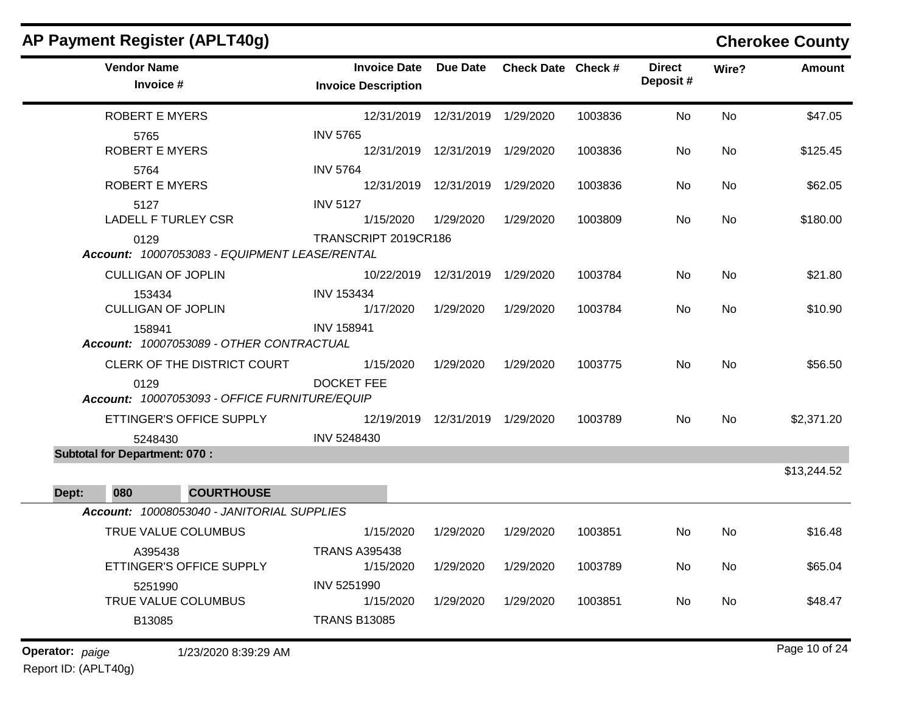## AP Payment Register (APLT40g)

**Cherokee County**

| Vendor Name / Invoice # | Invoice Date / Invoice Description | Due Date | Check Date | Check # | Direct Deposit # | Wire? | Amount |
|---|---|---|---|---|---|---|---|
| ROBERT E MYERS | 12/31/2019 | 12/31/2019 | 1/29/2020 | 1003836 | No | No | $47.05 |
| 5765 | INV 5765 | | | | | | |
| ROBERT E MYERS | 12/31/2019 | 12/31/2019 | 1/29/2020 | 1003836 | No | No | $125.45 |
| 5764 | INV 5764 | | | | | | |
| ROBERT E MYERS | 12/31/2019 | 12/31/2019 | 1/29/2020 | 1003836 | No | No | $62.05 |
| 5127 | INV 5127 | | | | | | |
| LADELL F TURLEY CSR | 1/15/2020 | 1/29/2020 | 1/29/2020 | 1003809 | No | No | $180.00 |
| 0129 | TRANSCRIPT 2019CR186 | | | | | | |
| ***Account: 10007053083 - EQUIPMENT LEASE/RENTAL*** | | | | | | | |
| CULLIGAN OF JOPLIN | 10/22/2019 | 12/31/2019 | 1/29/2020 | 1003784 | No | No | $21.80 |
| 153434 | INV 153434 | | | | | | |
| CULLIGAN OF JOPLIN | 1/17/2020 | 1/29/2020 | 1/29/2020 | 1003784 | No | No | $10.90 |
| 158941 | INV 158941 | | | | | | |
| ***Account: 10007053089 - OTHER CONTRACTUAL*** | | | | | | | |
| CLERK OF THE DISTRICT COURT | 1/15/2020 | 1/29/2020 | 1/29/2020 | 1003775 | No | No | $56.50 |
| 0129 | DOCKET FEE | | | | | | |
| ***Account: 10007053093 - OFFICE FURNITURE/EQUIP*** | | | | | | | |
| ETTINGER'S OFFICE SUPPLY | 12/19/2019 | 12/31/2019 | 1/29/2020 | 1003789 | No | No | $2,371.20 |
| 5248430 | INV 5248430 | | | | | | |
| **Subtotal for Department: 070 :** | | | | | | | $13,244.52 |

**Dept: 080 COURTHOUSE**

| Vendor Name / Invoice # | Invoice Date / Invoice Description | Due Date | Check Date | Check # | Direct Deposit # | Wire? | Amount |
|---|---|---|---|---|---|---|---|
| ***Account: 10008053040 - JANITORIAL SUPPLIES*** | | | | | | | |
| TRUE VALUE COLUMBUS | 1/15/2020 | 1/29/2020 | 1/29/2020 | 1003851 | No | No | $16.48 |
| A395438 | TRANS A395438 | | | | | | |
| ETTINGER'S OFFICE SUPPLY | 1/15/2020 | 1/29/2020 | 1/29/2020 | 1003789 | No | No | $65.04 |
| 5251990 | INV 5251990 | | | | | | |
| TRUE VALUE COLUMBUS | 1/15/2020 | 1/29/2020 | 1/29/2020 | 1003851 | No | No | $48.47 |
| B13085 | TRANS B13085 | | | | | | |

**Operator:** *paige* 1/23/2020 8:39:29 AM

Report ID: (APLT40g)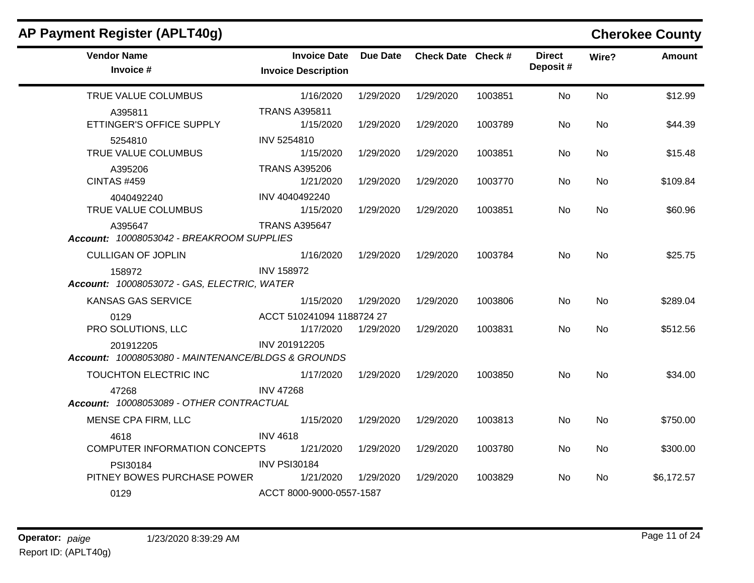## AP Payment Register (APLT40g)

**Cherokee County**

| Vendor Name / Invoice # | Invoice Date / Invoice Description | Due Date | Check Date | Check # | Direct Deposit # | Wire? | Amount |
|---|---|---|---|---|---|---|---|
| TRUE VALUE COLUMBUS | 1/16/2020 | 1/29/2020 | 1/29/2020 | 1003851 | No | No | $12.99 |
| A395811 | TRANS A395811 | | | | | | |
| ETTINGER'S OFFICE SUPPLY | 1/15/2020 | 1/29/2020 | 1/29/2020 | 1003789 | No | No | $44.39 |
| 5254810 | INV 5254810 | | | | | | |
| TRUE VALUE COLUMBUS | 1/15/2020 | 1/29/2020 | 1/29/2020 | 1003851 | No | No | $15.48 |
| A395206 | TRANS A395206 | | | | | | |
| CINTAS #459 | 1/21/2020 | 1/29/2020 | 1/29/2020 | 1003770 | No | No | $109.84 |
| 4040492240 | INV 4040492240 | | | | | | |
| TRUE VALUE COLUMBUS | 1/15/2020 | 1/29/2020 | 1/29/2020 | 1003851 | No | No | $60.96 |
| A395647 | TRANS A395647 | | | | | | |
| ***Account:** 10008053042 - BREAKROOM SUPPLIES* | | | | | | | |
| CULLIGAN OF JOPLIN | 1/16/2020 | 1/29/2020 | 1/29/2020 | 1003784 | No | No | $25.75 |
| 158972 | INV 158972 | | | | | | |
| ***Account:** 10008053072 - GAS, ELECTRIC, WATER* | | | | | | | |
| KANSAS GAS SERVICE | 1/15/2020 | 1/29/2020 | 1/29/2020 | 1003806 | No | No | $289.04 |
| 0129 | ACCT 510241094 1188724 27 | | | | | | |
| PRO SOLUTIONS, LLC | 1/17/2020 | 1/29/2020 | 1/29/2020 | 1003831 | No | No | $512.56 |
| 201912205 | INV 201912205 | | | | | | |
| ***Account:** 10008053080 - MAINTENANCE/BLDGS & GROUNDS* | | | | | | | |
| TOUCHTON ELECTRIC INC | 1/17/2020 | 1/29/2020 | 1/29/2020 | 1003850 | No | No | $34.00 |
| 47268 | INV 47268 | | | | | | |
| ***Account:** 10008053089 - OTHER CONTRACTUAL* | | | | | | | |
| MENSE CPA FIRM, LLC | 1/15/2020 | 1/29/2020 | 1/29/2020 | 1003813 | No | No | $750.00 |
| 4618 | INV 4618 | | | | | | |
| COMPUTER INFORMATION CONCEPTS | 1/21/2020 | 1/29/2020 | 1/29/2020 | 1003780 | No | No | $300.00 |
| PSI30184 | INV PSI30184 | | | | | | |
| PITNEY BOWES PURCHASE POWER | 1/21/2020 | 1/29/2020 | 1/29/2020 | 1003829 | No | No | $6,172.57 |
| 0129 | ACCT 8000-9000-0557-1587 | | | | | | |

**Operator:** *paige* 1/23/2020 8:39:29 AM

Report ID: (APLT40g)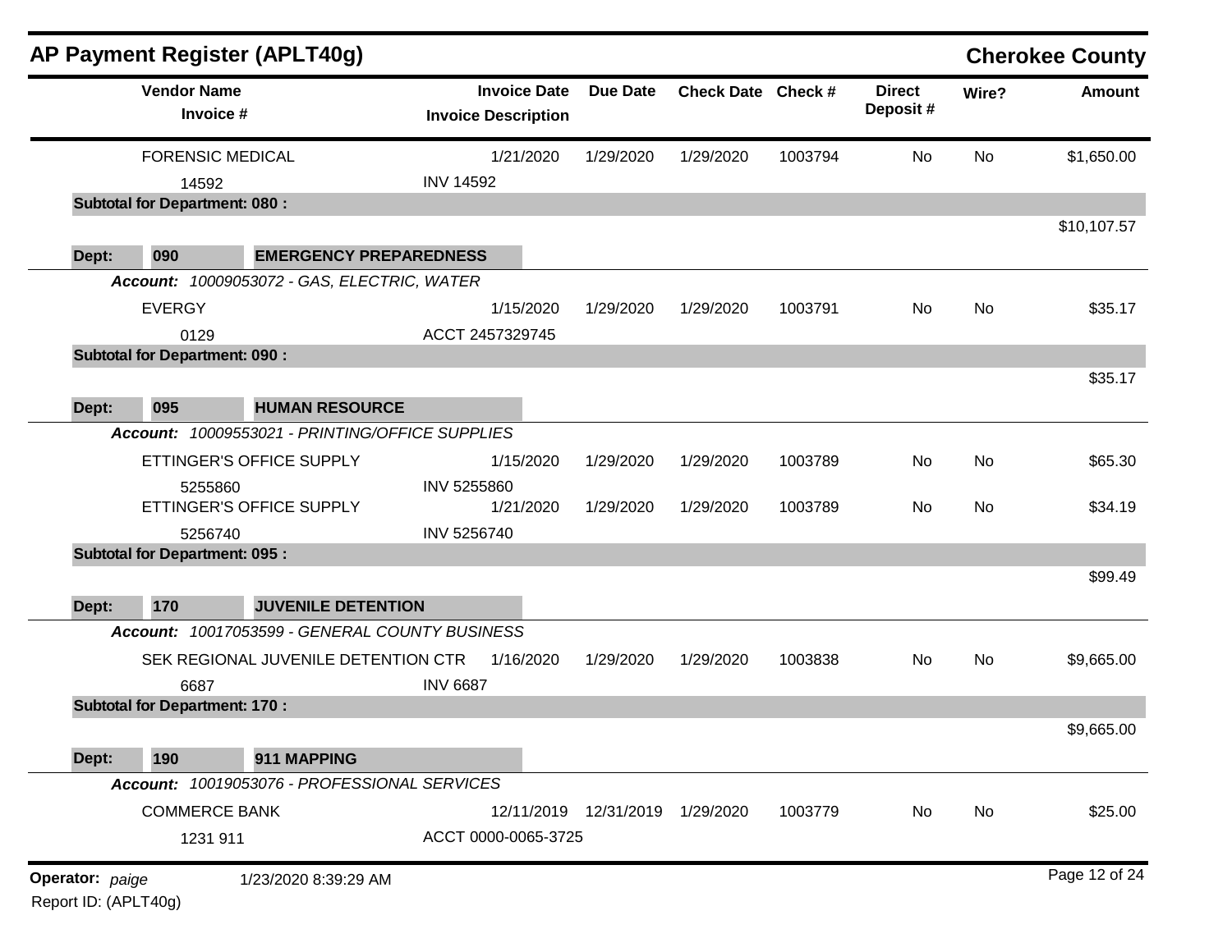## AP Payment Register (APLT40g)

**Cherokee County**

| Vendor Name / Invoice # | Invoice Date / Invoice Description | Due Date | Check Date | Check # | Direct Deposit # | Wire? | Amount |
|---|---|---|---|---|---|---|---|
| FORENSIC MEDICAL | 1/21/2020 | 1/29/2020 | 1/29/2020 | 1003794 | No | No | $1,650.00 |
| 14592 | INV 14592 | | | | | | |
| **Subtotal for Department: 080 :** | | | | | | | $10,107.57 |
| **Dept: 090 EMERGENCY PREPAREDNESS** | | | | | | | |
| ***Account: 10009053072 - GAS, ELECTRIC, WATER*** | | | | | | | |
| EVERGY | 1/15/2020 | 1/29/2020 | 1/29/2020 | 1003791 | No | No | $35.17 |
| 0129 | ACCT 2457329745 | | | | | | |
| **Subtotal for Department: 090 :** | | | | | | | $35.17 |
| **Dept: 095 HUMAN RESOURCE** | | | | | | | |
| ***Account: 10009553021 - PRINTING/OFFICE SUPPLIES*** | | | | | | | |
| ETTINGER'S OFFICE SUPPLY | 1/15/2020 | 1/29/2020 | 1/29/2020 | 1003789 | No | No | $65.30 |
| 5255860 | INV 5255860 | | | | | | |
| ETTINGER'S OFFICE SUPPLY | 1/21/2020 | 1/29/2020 | 1/29/2020 | 1003789 | No | No | $34.19 |
| 5256740 | INV 5256740 | | | | | | |
| **Subtotal for Department: 095 :** | | | | | | | $99.49 |
| **Dept: 170 JUVENILE DETENTION** | | | | | | | |
| ***Account: 10017053599 - GENERAL COUNTY BUSINESS*** | | | | | | | |
| SEK REGIONAL JUVENILE DETENTION CTR | 1/16/2020 | 1/29/2020 | 1/29/2020 | 1003838 | No | No | $9,665.00 |
| 6687 | INV 6687 | | | | | | |
| **Subtotal for Department: 170 :** | | | | | | | $9,665.00 |
| **Dept: 190 911 MAPPING** | | | | | | | |
| ***Account: 10019053076 - PROFESSIONAL SERVICES*** | | | | | | | |
| COMMERCE BANK | 12/11/2019 | 12/31/2019 | 1/29/2020 | 1003779 | No | No | $25.00 |
| 1231 911 | ACCT 0000-0065-3725 | | | | | | |

**Operator:** *paige* 1/23/2020 8:39:29 AM

Report ID: (APLT40g)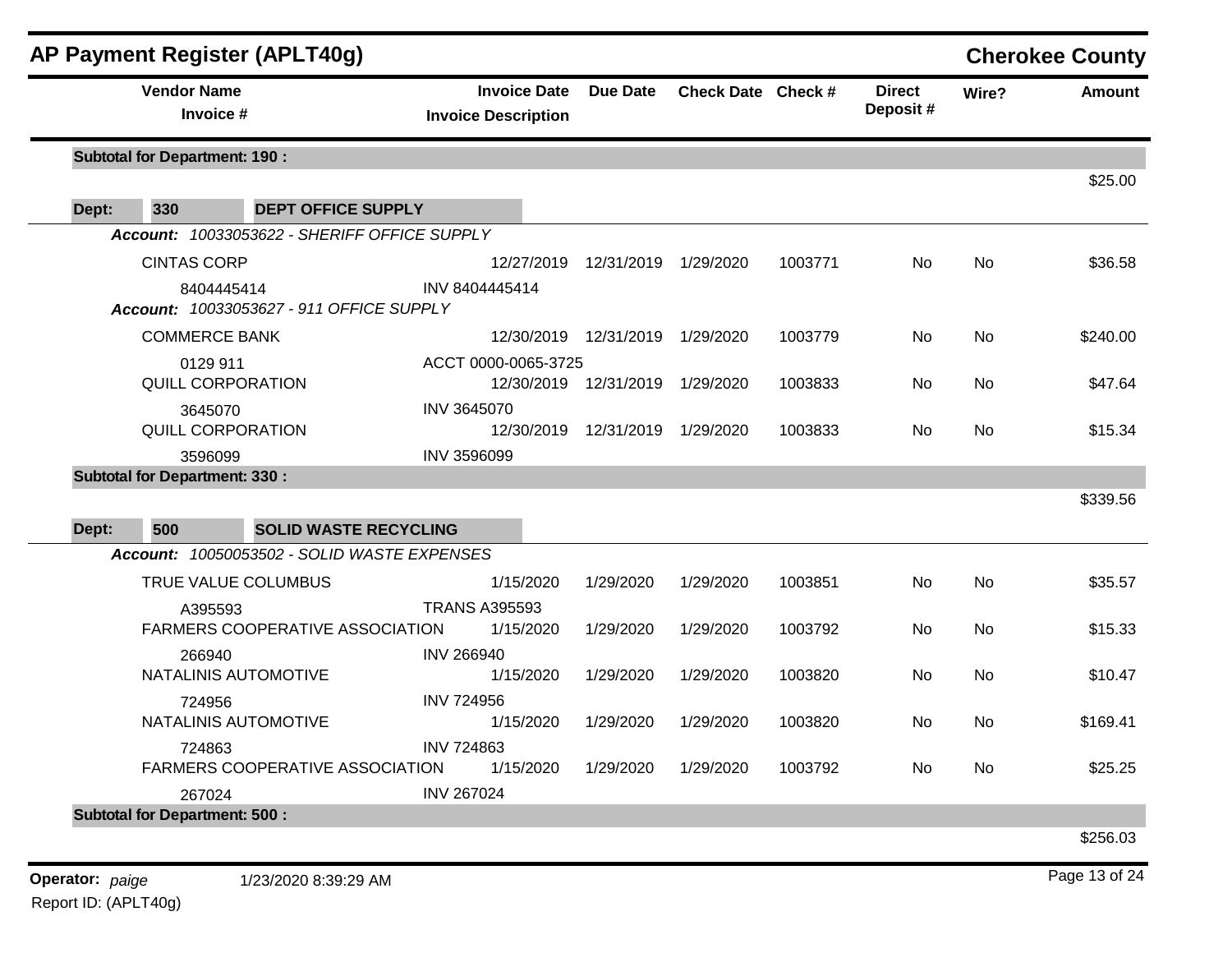## AP Payment Register (APLT40g)

**Cherokee County**

| Vendor Name / Invoice # | Invoice Date / Invoice Description | Due Date | Check Date | Check # | Direct Deposit # | Wire? | Amount |
|---|---|---|---|---|---|---|---|
| **Subtotal for Department: 190 :** | | | | | | | $25.00 |
| **Dept: 330 DEPT OFFICE SUPPLY** | | | | | | | |
| ***Account: 10033053622 - SHERIFF OFFICE SUPPLY*** | | | | | | | |
| CINTAS CORP | 12/27/2019 | 12/31/2019 | 1/29/2020 | 1003771 | No | No | $36.58 |
| 8404445414 | INV 8404445414 | | | | | | |
| ***Account: 10033053627 - 911 OFFICE SUPPLY*** | | | | | | | |
| COMMERCE BANK | 12/30/2019 | 12/31/2019 | 1/29/2020 | 1003779 | No | No | $240.00 |
| 0129 911 | ACCT 0000-0065-3725 | | | | | | |
| QUILL CORPORATION | 12/30/2019 | 12/31/2019 | 1/29/2020 | 1003833 | No | No | $47.64 |
| 3645070 | INV 3645070 | | | | | | |
| QUILL CORPORATION | 12/30/2019 | 12/31/2019 | 1/29/2020 | 1003833 | No | No | $15.34 |
| 3596099 | INV 3596099 | | | | | | |
| **Subtotal for Department: 330 :** | | | | | | | $339.56 |
| **Dept: 500 SOLID WASTE RECYCLING** | | | | | | | |
| ***Account: 10050053502 - SOLID WASTE EXPENSES*** | | | | | | | |
| TRUE VALUE COLUMBUS | 1/15/2020 | 1/29/2020 | 1/29/2020 | 1003851 | No | No | $35.57 |
| A395593 | TRANS A395593 | | | | | | |
| FARMERS COOPERATIVE ASSOCIATION | 1/15/2020 | 1/29/2020 | 1/29/2020 | 1003792 | No | No | $15.33 |
| 266940 | INV 266940 | | | | | | |
| NATALINIS AUTOMOTIVE | 1/15/2020 | 1/29/2020 | 1/29/2020 | 1003820 | No | No | $10.47 |
| 724956 | INV 724956 | | | | | | |
| NATALINIS AUTOMOTIVE | 1/15/2020 | 1/29/2020 | 1/29/2020 | 1003820 | No | No | $169.41 |
| 724863 | INV 724863 | | | | | | |
| FARMERS COOPERATIVE ASSOCIATION | 1/15/2020 | 1/29/2020 | 1/29/2020 | 1003792 | No | No | $25.25 |
| 267024 | INV 267024 | | | | | | |
| **Subtotal for Department: 500 :** | | | | | | | $256.03 |

**Operator:** *paige* 1/23/2020 8:39:29 AM

Report ID: (APLT40g)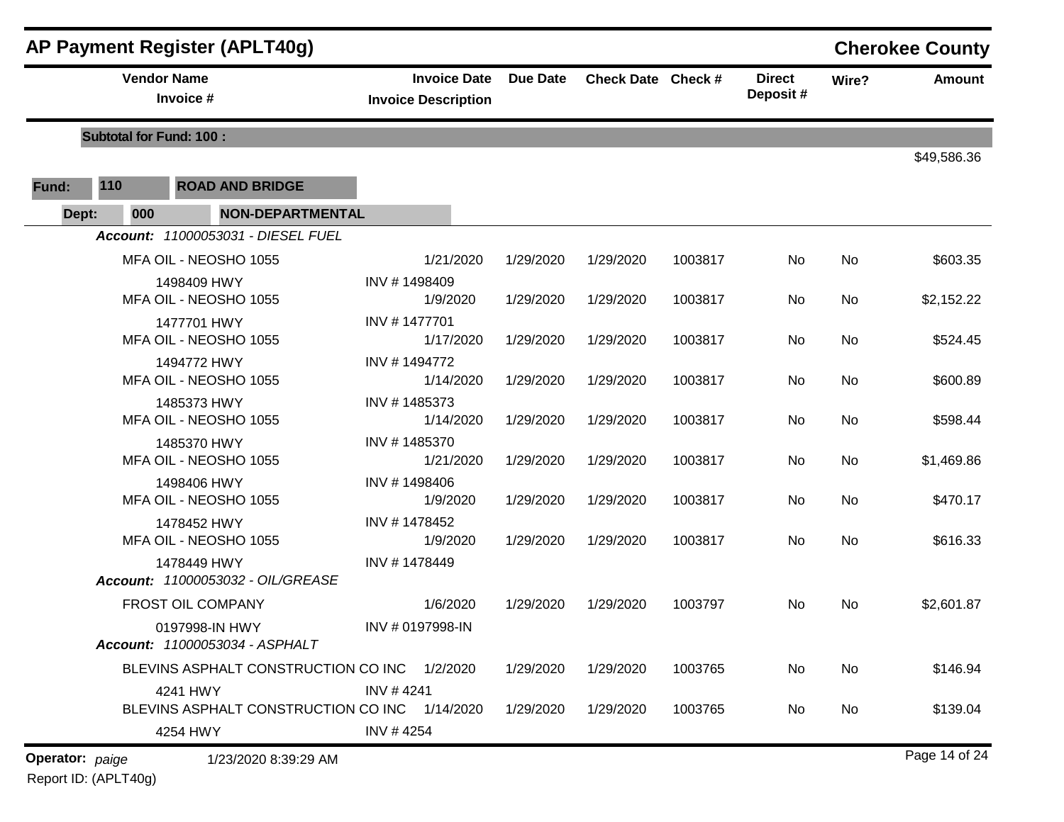# AP Payment Register (APLT40g)

## Cherokee County

| Vendor Name / Invoice # | Invoice Date / Invoice Description | Due Date | Check Date | Check # | Direct Deposit # | Wire? | Amount |
|---|---|---|---|---|---|---|---|
| **Subtotal for Fund: 100 :** | | | | | | | $49,586.36 |

**Fund:** 110 **ROAD AND BRIDGE**

**Dept:** 000 **NON-DEPARTMENTAL**

***Account:*** *11000053031 - DIESEL FUEL*

| Vendor Name / Invoice # | Invoice Date / Invoice Description | Due Date | Check Date | Check # | Direct Deposit # | Wire? | Amount |
|---|---|---|---|---|---|---|---|
| MFA OIL - NEOSHO 1055 | 1/21/2020 | 1/29/2020 | 1/29/2020 | 1003817 | No | No | $603.35 |
| 1498409 HWY | INV # 1498409 | | | | | | |
| MFA OIL - NEOSHO 1055 | 1/9/2020 | 1/29/2020 | 1/29/2020 | 1003817 | No | No | $2,152.22 |
| 1477701 HWY | INV # 1477701 | | | | | | |
| MFA OIL - NEOSHO 1055 | 1/17/2020 | 1/29/2020 | 1/29/2020 | 1003817 | No | No | $524.45 |
| 1494772 HWY | INV # 1494772 | | | | | | |
| MFA OIL - NEOSHO 1055 | 1/14/2020 | 1/29/2020 | 1/29/2020 | 1003817 | No | No | $600.89 |
| 1485373 HWY | INV # 1485373 | | | | | | |
| MFA OIL - NEOSHO 1055 | 1/14/2020 | 1/29/2020 | 1/29/2020 | 1003817 | No | No | $598.44 |
| 1485370 HWY | INV # 1485370 | | | | | | |
| MFA OIL - NEOSHO 1055 | 1/21/2020 | 1/29/2020 | 1/29/2020 | 1003817 | No | No | $1,469.86 |
| 1498406 HWY | INV # 1498406 | | | | | | |
| MFA OIL - NEOSHO 1055 | 1/9/2020 | 1/29/2020 | 1/29/2020 | 1003817 | No | No | $470.17 |
| 1478452 HWY | INV # 1478452 | | | | | | |
| MFA OIL - NEOSHO 1055 | 1/9/2020 | 1/29/2020 | 1/29/2020 | 1003817 | No | No | $616.33 |
| 1478449 HWY | INV # 1478449 | | | | | | |

***Account:*** *11000053032 - OIL/GREASE*

| Vendor Name / Invoice # | Invoice Date / Invoice Description | Due Date | Check Date | Check # | Direct Deposit # | Wire? | Amount |
|---|---|---|---|---|---|---|---|
| FROST OIL COMPANY | 1/6/2020 | 1/29/2020 | 1/29/2020 | 1003797 | No | No | $2,601.87 |
| 0197998-IN HWY | INV # 0197998-IN | | | | | | |

***Account:*** *11000053034 - ASPHALT*

| Vendor Name / Invoice # | Invoice Date / Invoice Description | Due Date | Check Date | Check # | Direct Deposit # | Wire? | Amount |
|---|---|---|---|---|---|---|---|
| BLEVINS ASPHALT CONSTRUCTION CO INC | 1/2/2020 | 1/29/2020 | 1/29/2020 | 1003765 | No | No | $146.94 |
| 4241 HWY | INV # 4241 | | | | | | |
| BLEVINS ASPHALT CONSTRUCTION CO INC | 1/14/2020 | 1/29/2020 | 1/29/2020 | 1003765 | No | No | $139.04 |
| 4254 HWY | INV # 4254 | | | | | | |

**Operator:** *paige* 1/23/2020 8:39:29 AM

Report ID: (APLT40g)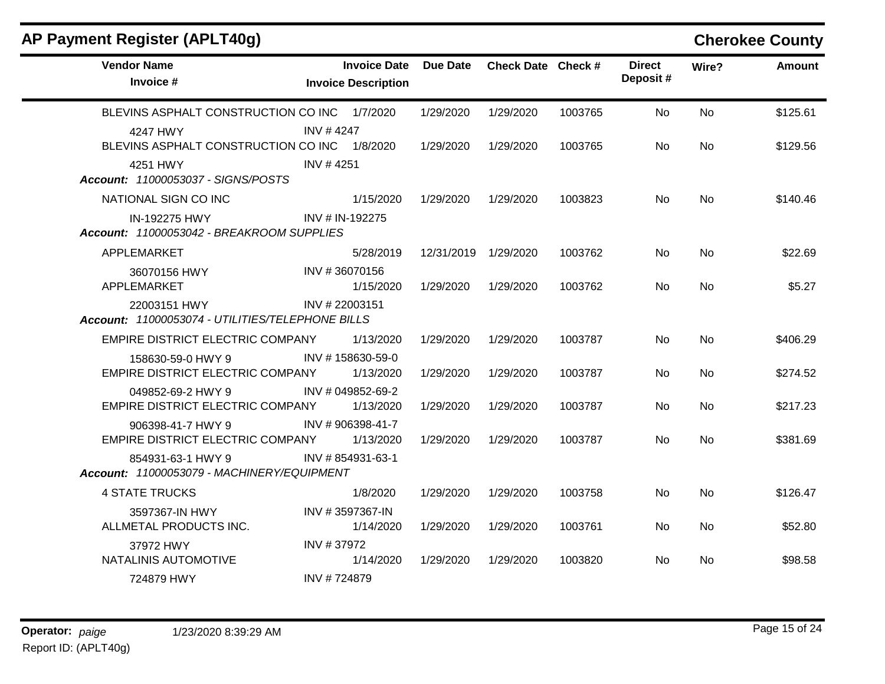## AP Payment Register (APLT40g)

**Cherokee County**

| Vendor Name / Invoice # | Invoice Date / Invoice Description | Due Date | Check Date | Check # | Direct Deposit # | Wire? | Amount |
|---|---|---|---|---|---|---|---|
| BLEVINS ASPHALT CONSTRUCTION CO INC | 1/7/2020 | 1/29/2020 | 1/29/2020 | 1003765 | No | No | $125.61 |
| 4247 HWY | INV # 4247 | | | | | | |
| BLEVINS ASPHALT CONSTRUCTION CO INC | 1/8/2020 | 1/29/2020 | 1/29/2020 | 1003765 | No | No | $129.56 |
| 4251 HWY | INV # 4251 | | | | | | |
| ***Account: 11000053037 - SIGNS/POSTS*** | | | | | | | |
| NATIONAL SIGN CO INC | 1/15/2020 | 1/29/2020 | 1/29/2020 | 1003823 | No | No | $140.46 |
| IN-192275 HWY | INV # IN-192275 | | | | | | |
| ***Account: 11000053042 - BREAKROOM SUPPLIES*** | | | | | | | |
| APPLEMARKET | 5/28/2019 | 12/31/2019 | 1/29/2020 | 1003762 | No | No | $22.69 |
| 36070156 HWY | INV # 36070156 | | | | | | |
| APPLEMARKET | 1/15/2020 | 1/29/2020 | 1/29/2020 | 1003762 | No | No | $5.27 |
| 22003151 HWY | INV # 22003151 | | | | | | |
| ***Account: 11000053074 - UTILITIES/TELEPHONE BILLS*** | | | | | | | |
| EMPIRE DISTRICT ELECTRIC COMPANY | 1/13/2020 | 1/29/2020 | 1/29/2020 | 1003787 | No | No | $406.29 |
| 158630-59-0 HWY 9 | INV # 158630-59-0 | | | | | | |
| EMPIRE DISTRICT ELECTRIC COMPANY | 1/13/2020 | 1/29/2020 | 1/29/2020 | 1003787 | No | No | $274.52 |
| 049852-69-2 HWY 9 | INV # 049852-69-2 | | | | | | |
| EMPIRE DISTRICT ELECTRIC COMPANY | 1/13/2020 | 1/29/2020 | 1/29/2020 | 1003787 | No | No | $217.23 |
| 906398-41-7 HWY 9 | INV # 906398-41-7 | | | | | | |
| EMPIRE DISTRICT ELECTRIC COMPANY | 1/13/2020 | 1/29/2020 | 1/29/2020 | 1003787 | No | No | $381.69 |
| 854931-63-1 HWY 9 | INV # 854931-63-1 | | | | | | |
| ***Account: 11000053079 - MACHINERY/EQUIPMENT*** | | | | | | | |
| 4 STATE TRUCKS | 1/8/2020 | 1/29/2020 | 1/29/2020 | 1003758 | No | No | $126.47 |
| 3597367-IN HWY | INV # 3597367-IN | | | | | | |
| ALLMETAL PRODUCTS INC. | 1/14/2020 | 1/29/2020 | 1/29/2020 | 1003761 | No | No | $52.80 |
| 37972 HWY | INV # 37972 | | | | | | |
| NATALINIS AUTOMOTIVE | 1/14/2020 | 1/29/2020 | 1/29/2020 | 1003820 | No | No | $98.58 |
| 724879 HWY | INV # 724879 | | | | | | |

**Operator:** *paige* 1/23/2020 8:39:29 AM

Report ID: (APLT40g)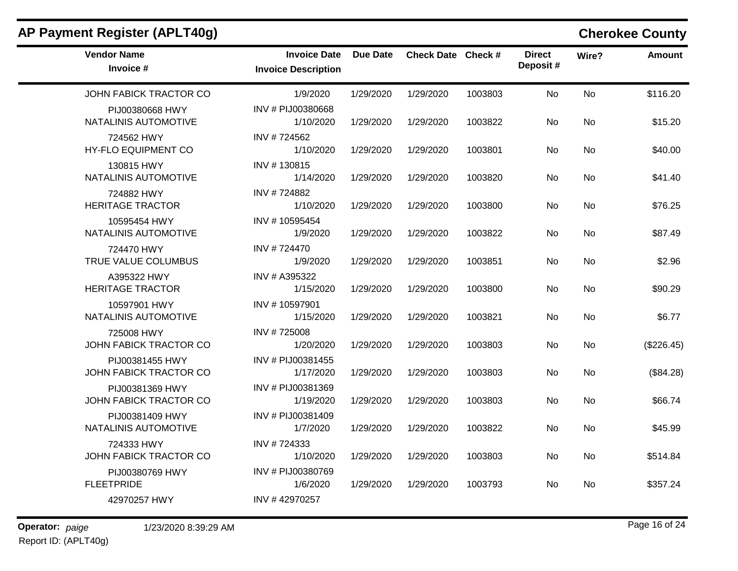## AP Payment Register (APLT40g) — Cherokee County

| Vendor Name / Invoice # | Invoice Date / Invoice Description | Due Date | Check Date | Check # | Direct Deposit # | Wire? | Amount |
|---|---|---|---|---|---|---|---|
| JOHN FABICK TRACTOR CO | 1/9/2020 | 1/29/2020 | 1/29/2020 | 1003803 | No | No | $116.20 |
| PIJ00380668 HWY | INV # PIJ00380668 | | | | | | |
| NATALINIS AUTOMOTIVE | 1/10/2020 | 1/29/2020 | 1/29/2020 | 1003822 | No | No | $15.20 |
| 724562 HWY | INV # 724562 | | | | | | |
| HY-FLO EQUIPMENT CO | 1/10/2020 | 1/29/2020 | 1/29/2020 | 1003801 | No | No | $40.00 |
| 130815 HWY | INV # 130815 | | | | | | |
| NATALINIS AUTOMOTIVE | 1/14/2020 | 1/29/2020 | 1/29/2020 | 1003820 | No | No | $41.40 |
| 724882 HWY | INV # 724882 | | | | | | |
| HERITAGE TRACTOR | 1/10/2020 | 1/29/2020 | 1/29/2020 | 1003800 | No | No | $76.25 |
| 10595454 HWY | INV # 10595454 | | | | | | |
| NATALINIS AUTOMOTIVE | 1/9/2020 | 1/29/2020 | 1/29/2020 | 1003822 | No | No | $87.49 |
| 724470 HWY | INV # 724470 | | | | | | |
| TRUE VALUE COLUMBUS | 1/9/2020 | 1/29/2020 | 1/29/2020 | 1003851 | No | No | $2.96 |
| A395322 HWY | INV # A395322 | | | | | | |
| HERITAGE TRACTOR | 1/15/2020 | 1/29/2020 | 1/29/2020 | 1003800 | No | No | $90.29 |
| 10597901 HWY | INV # 10597901 | | | | | | |
| NATALINIS AUTOMOTIVE | 1/15/2020 | 1/29/2020 | 1/29/2020 | 1003821 | No | No | $6.77 |
| 725008 HWY | INV # 725008 | | | | | | |
| JOHN FABICK TRACTOR CO | 1/20/2020 | 1/29/2020 | 1/29/2020 | 1003803 | No | No | ($226.45) |
| PIJ00381455 HWY | INV # PIJ00381455 | | | | | | |
| JOHN FABICK TRACTOR CO | 1/17/2020 | 1/29/2020 | 1/29/2020 | 1003803 | No | No | ($84.28) |
| PIJ00381369 HWY | INV # PIJ00381369 | | | | | | |
| JOHN FABICK TRACTOR CO | 1/19/2020 | 1/29/2020 | 1/29/2020 | 1003803 | No | No | $66.74 |
| PIJ00381409 HWY | INV # PIJ00381409 | | | | | | |
| NATALINIS AUTOMOTIVE | 1/7/2020 | 1/29/2020 | 1/29/2020 | 1003822 | No | No | $45.99 |
| 724333 HWY | INV # 724333 | | | | | | |
| JOHN FABICK TRACTOR CO | 1/10/2020 | 1/29/2020 | 1/29/2020 | 1003803 | No | No | $514.84 |
| PIJ00380769 HWY | INV # PIJ00380769 | | | | | | |
| FLEETPRIDE | 1/6/2020 | 1/29/2020 | 1/29/2020 | 1003793 | No | No | $357.24 |
| 42970257 HWY | INV # 42970257 | | | | | | |

**Operator:** *paige* 1/23/2020 8:39:29 AM
Report ID: (APLT40g)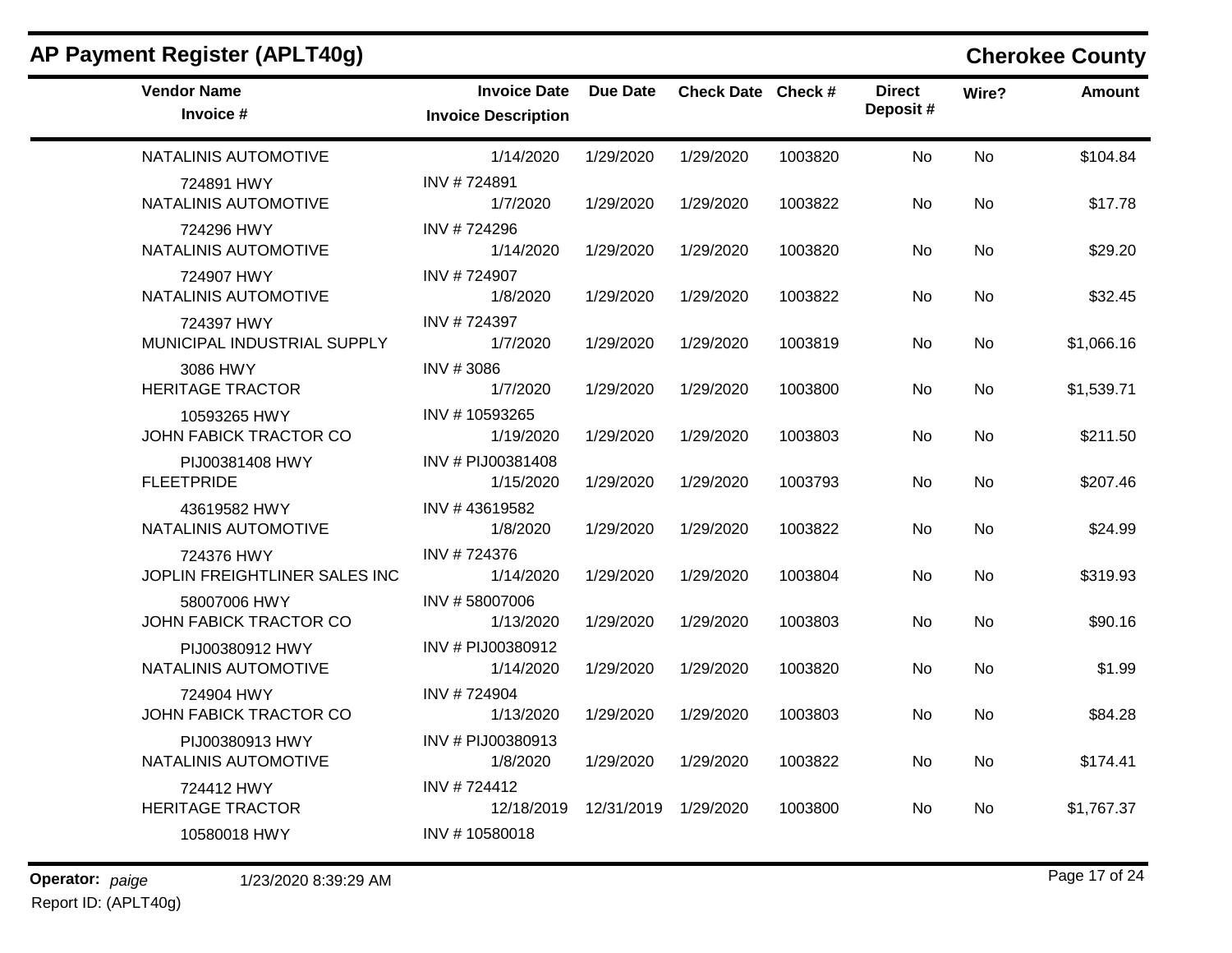## AP Payment Register (APLT40g)

## Cherokee County

| Vendor Name / Invoice # | Invoice Date / Invoice Description | Due Date | Check Date | Check # | Direct Deposit # | Wire? | Amount |
|---|---|---|---|---|---|---|---|
| NATALINIS AUTOMOTIVE | 1/14/2020 | 1/29/2020 | 1/29/2020 | 1003820 | No | No | $104.84 |
| 724891 HWY | INV # 724891 | | | | | | |
| NATALINIS AUTOMOTIVE | 1/7/2020 | 1/29/2020 | 1/29/2020 | 1003822 | No | No | $17.78 |
| 724296 HWY | INV # 724296 | | | | | | |
| NATALINIS AUTOMOTIVE | 1/14/2020 | 1/29/2020 | 1/29/2020 | 1003820 | No | No | $29.20 |
| 724907 HWY | INV # 724907 | | | | | | |
| NATALINIS AUTOMOTIVE | 1/8/2020 | 1/29/2020 | 1/29/2020 | 1003822 | No | No | $32.45 |
| 724397 HWY | INV # 724397 | | | | | | |
| MUNICIPAL INDUSTRIAL SUPPLY | 1/7/2020 | 1/29/2020 | 1/29/2020 | 1003819 | No | No | $1,066.16 |
| 3086 HWY | INV # 3086 | | | | | | |
| HERITAGE TRACTOR | 1/7/2020 | 1/29/2020 | 1/29/2020 | 1003800 | No | No | $1,539.71 |
| 10593265 HWY | INV # 10593265 | | | | | | |
| JOHN FABICK TRACTOR CO | 1/19/2020 | 1/29/2020 | 1/29/2020 | 1003803 | No | No | $211.50 |
| PIJ00381408 HWY | INV # PIJ00381408 | | | | | | |
| FLEETPRIDE | 1/15/2020 | 1/29/2020 | 1/29/2020 | 1003793 | No | No | $207.46 |
| 43619582 HWY | INV # 43619582 | | | | | | |
| NATALINIS AUTOMOTIVE | 1/8/2020 | 1/29/2020 | 1/29/2020 | 1003822 | No | No | $24.99 |
| 724376 HWY | INV # 724376 | | | | | | |
| JOPLIN FREIGHTLINER SALES INC | 1/14/2020 | 1/29/2020 | 1/29/2020 | 1003804 | No | No | $319.93 |
| 58007006 HWY | INV # 58007006 | | | | | | |
| JOHN FABICK TRACTOR CO | 1/13/2020 | 1/29/2020 | 1/29/2020 | 1003803 | No | No | $90.16 |
| PIJ00380912 HWY | INV # PIJ00380912 | | | | | | |
| NATALINIS AUTOMOTIVE | 1/14/2020 | 1/29/2020 | 1/29/2020 | 1003820 | No | No | $1.99 |
| 724904 HWY | INV # 724904 | | | | | | |
| JOHN FABICK TRACTOR CO | 1/13/2020 | 1/29/2020 | 1/29/2020 | 1003803 | No | No | $84.28 |
| PIJ00380913 HWY | INV # PIJ00380913 | | | | | | |
| NATALINIS AUTOMOTIVE | 1/8/2020 | 1/29/2020 | 1/29/2020 | 1003822 | No | No | $174.41 |
| 724412 HWY | INV # 724412 | | | | | | |
| HERITAGE TRACTOR | 12/18/2019 | 12/31/2019 | 1/29/2020 | 1003800 | No | No | $1,767.37 |
| 10580018 HWY | INV # 10580018 | | | | | | |

**Operator:** *paige* 1/23/2020 8:39:29 AM

Report ID: (APLT40g)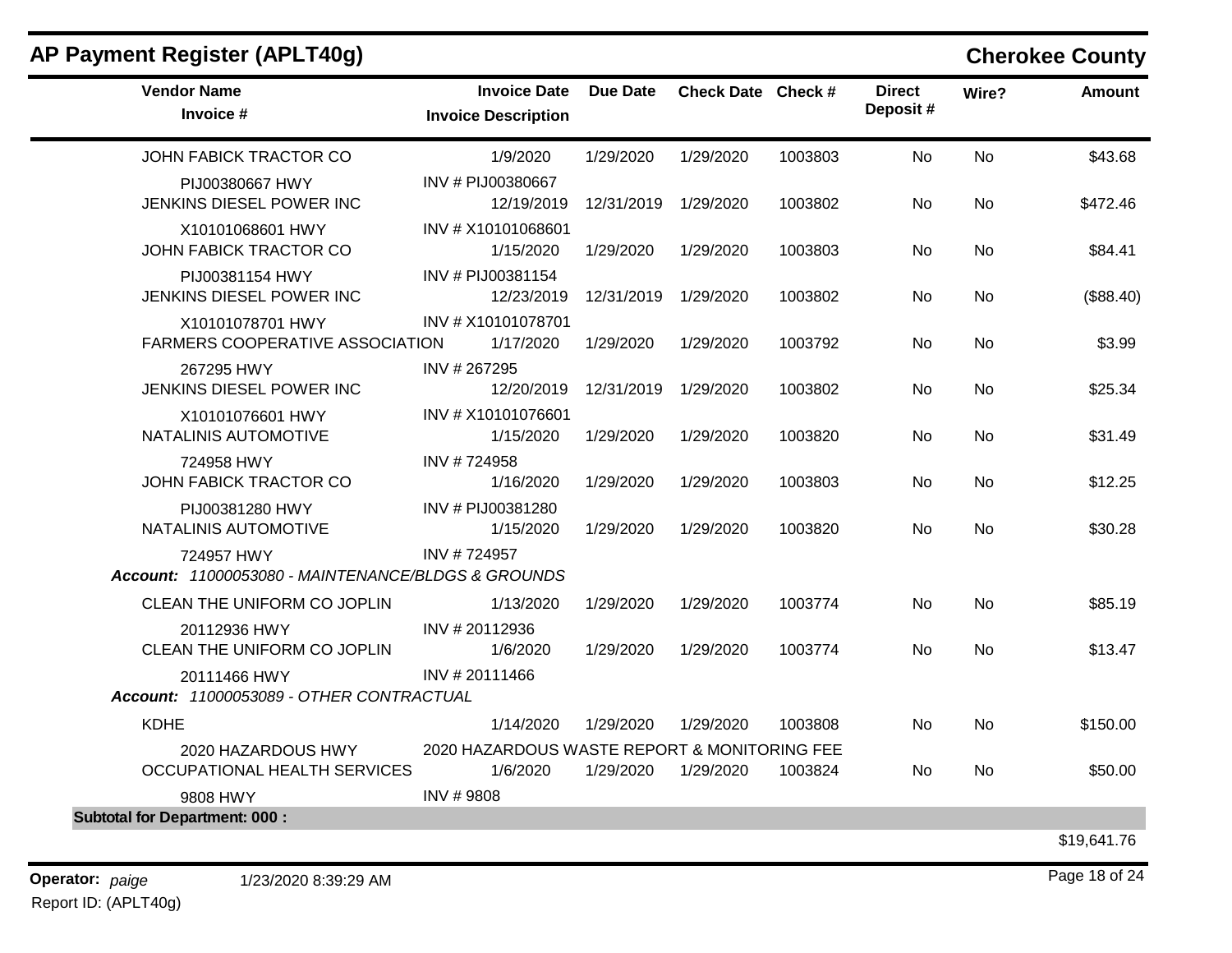## AP Payment Register (APLT40g)

**Cherokee County**

| Vendor Name / Invoice # | Invoice Date / Invoice Description | Due Date | Check Date | Check # | Direct Deposit # | Wire? | Amount |
|---|---|---|---|---|---|---|---|
| JOHN FABICK TRACTOR CO | 1/9/2020 | 1/29/2020 | 1/29/2020 | 1003803 | No | No | $43.68 |
| PIJ00380667 HWY | INV # PIJ00380667 | | | | | | |
| JENKINS DIESEL POWER INC | 12/19/2019 | 12/31/2019 | 1/29/2020 | 1003802 | No | No | $472.46 |
| X10101068601 HWY | INV # X10101068601 | | | | | | |
| JOHN FABICK TRACTOR CO | 1/15/2020 | 1/29/2020 | 1/29/2020 | 1003803 | No | No | $84.41 |
| PIJ00381154 HWY | INV # PIJ00381154 | | | | | | |
| JENKINS DIESEL POWER INC | 12/23/2019 | 12/31/2019 | 1/29/2020 | 1003802 | No | No | ($88.40) |
| X10101078701 HWY | INV # X10101078701 | | | | | | |
| FARMERS COOPERATIVE ASSOCIATION | 1/17/2020 | 1/29/2020 | 1/29/2020 | 1003792 | No | No | $3.99 |
| 267295 HWY | INV # 267295 | | | | | | |
| JENKINS DIESEL POWER INC | 12/20/2019 | 12/31/2019 | 1/29/2020 | 1003802 | No | No | $25.34 |
| X10101076601 HWY | INV # X10101076601 | | | | | | |
| NATALINIS AUTOMOTIVE | 1/15/2020 | 1/29/2020 | 1/29/2020 | 1003820 | No | No | $31.49 |
| 724958 HWY | INV # 724958 | | | | | | |
| JOHN FABICK TRACTOR CO | 1/16/2020 | 1/29/2020 | 1/29/2020 | 1003803 | No | No | $12.25 |
| PIJ00381280 HWY | INV # PIJ00381280 | | | | | | |
| NATALINIS AUTOMOTIVE | 1/15/2020 | 1/29/2020 | 1/29/2020 | 1003820 | No | No | $30.28 |
| 724957 HWY | INV # 724957 | | | | | | |
| ***Account: 11000053080 - MAINTENANCE/BLDGS & GROUNDS*** | | | | | | | |
| CLEAN THE UNIFORM CO JOPLIN | 1/13/2020 | 1/29/2020 | 1/29/2020 | 1003774 | No | No | $85.19 |
| 20112936 HWY | INV # 20112936 | | | | | | |
| CLEAN THE UNIFORM CO JOPLIN | 1/6/2020 | 1/29/2020 | 1/29/2020 | 1003774 | No | No | $13.47 |
| 20111466 HWY | INV # 20111466 | | | | | | |
| ***Account: 11000053089 - OTHER CONTRACTUAL*** | | | | | | | |
| KDHE | 1/14/2020 | 1/29/2020 | 1/29/2020 | 1003808 | No | No | $150.00 |
| 2020 HAZARDOUS HWY | 2020 HAZARDOUS WASTE REPORT & MONITORING FEE | | | | | | |
| OCCUPATIONAL HEALTH SERVICES | 1/6/2020 | 1/29/2020 | 1/29/2020 | 1003824 | No | No | $50.00 |
| 9808 HWY | INV # 9808 | | | | | | |
| **Subtotal for Department: 000 :** | | | | | | | $19,641.76 |

**Operator:** *paige* 1/23/2020 8:39:29 AM

Report ID: (APLT40g)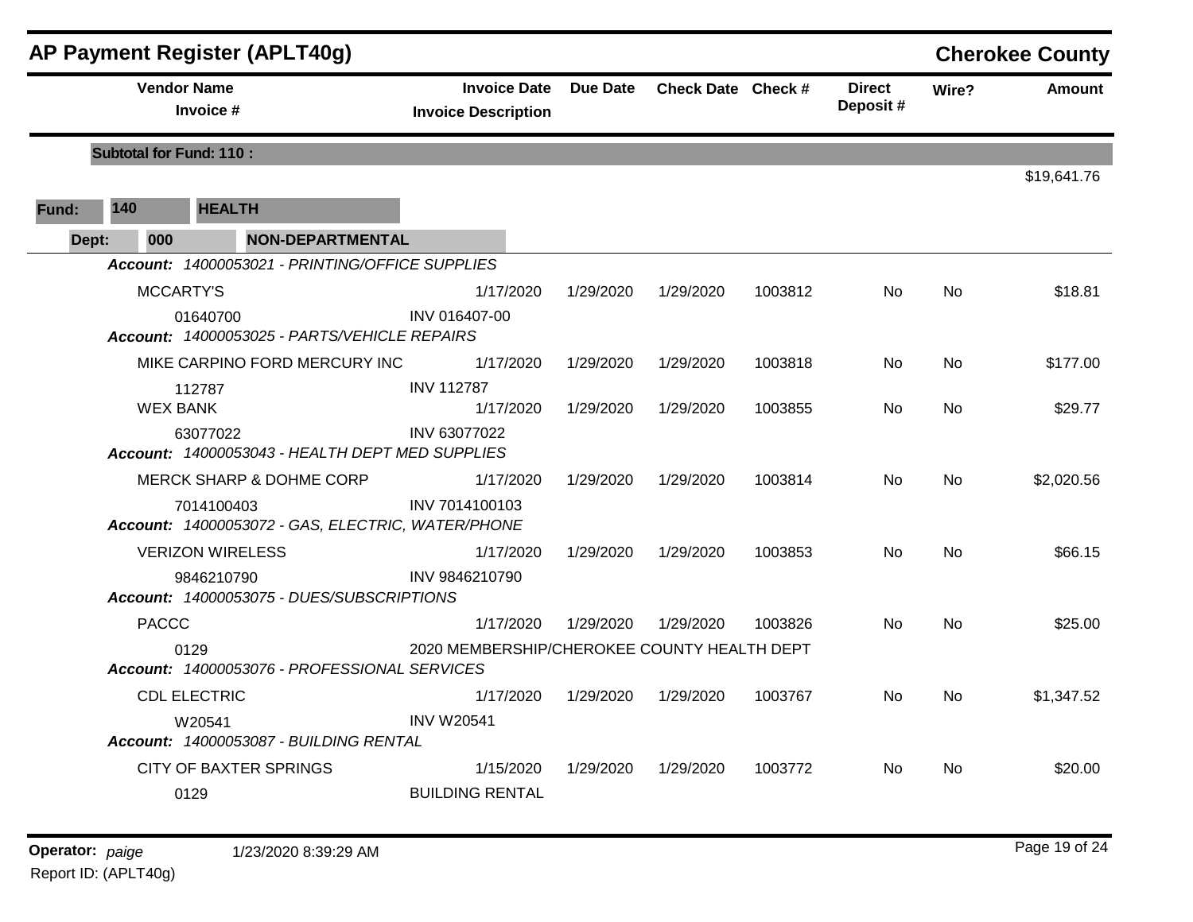# AP Payment Register (APLT40g)

**Cherokee County**

| Vendor Name / Invoice # | Invoice Date / Invoice Description | Due Date | Check Date | Check # | Direct Deposit # | Wire? | Amount |
|---|---|---|---|---|---|---|---|
| **Subtotal for Fund: 110 :** | | | | | | | $19,641.76 |

**Fund:** 140 **HEALTH**

**Dept:** 000 **NON-DEPARTMENTAL**

| Vendor Name / Invoice # | Invoice Date / Invoice Description | Due Date | Check Date | Check # | Direct Deposit # | Wire? | Amount |
|---|---|---|---|---|---|---|---|
| ***Account: 14000053021 - PRINTING/OFFICE SUPPLIES*** | | | | | | | |
| MCCARTY'S | 1/17/2020 | 1/29/2020 | 1/29/2020 | 1003812 | No | No | $18.81 |
| 01640700 | INV 016407-00 | | | | | | |
| ***Account: 14000053025 - PARTS/VEHICLE REPAIRS*** | | | | | | | |
| MIKE CARPINO FORD MERCURY INC | 1/17/2020 | 1/29/2020 | 1/29/2020 | 1003818 | No | No | $177.00 |
| 112787 | INV 112787 | | | | | | |
| WEX BANK | 1/17/2020 | 1/29/2020 | 1/29/2020 | 1003855 | No | No | $29.77 |
| 63077022 | INV 63077022 | | | | | | |
| ***Account: 14000053043 - HEALTH DEPT MED SUPPLIES*** | | | | | | | |
| MERCK SHARP & DOHME CORP | 1/17/2020 | 1/29/2020 | 1/29/2020 | 1003814 | No | No | $2,020.56 |
| 7014100403 | INV 7014100103 | | | | | | |
| ***Account: 14000053072 - GAS, ELECTRIC, WATER/PHONE*** | | | | | | | |
| VERIZON WIRELESS | 1/17/2020 | 1/29/2020 | 1/29/2020 | 1003853 | No | No | $66.15 |
| 9846210790 | INV 9846210790 | | | | | | |
| ***Account: 14000053075 - DUES/SUBSCRIPTIONS*** | | | | | | | |
| PACCC | 1/17/2020 | 1/29/2020 | 1/29/2020 | 1003826 | No | No | $25.00 |
| 0129 | 2020 MEMBERSHIP/CHEROKEE COUNTY HEALTH DEPT | | | | | | |
| ***Account: 14000053076 - PROFESSIONAL SERVICES*** | | | | | | | |
| CDL ELECTRIC | 1/17/2020 | 1/29/2020 | 1/29/2020 | 1003767 | No | No | $1,347.52 |
| W20541 | INV W20541 | | | | | | |
| ***Account: 14000053087 - BUILDING RENTAL*** | | | | | | | |
| CITY OF BAXTER SPRINGS | 1/15/2020 | 1/29/2020 | 1/29/2020 | 1003772 | No | No | $20.00 |
| 0129 | BUILDING RENTAL | | | | | | |

**Operator:** *paige* 1/23/2020 8:39:29 AM

Report ID: (APLT40g)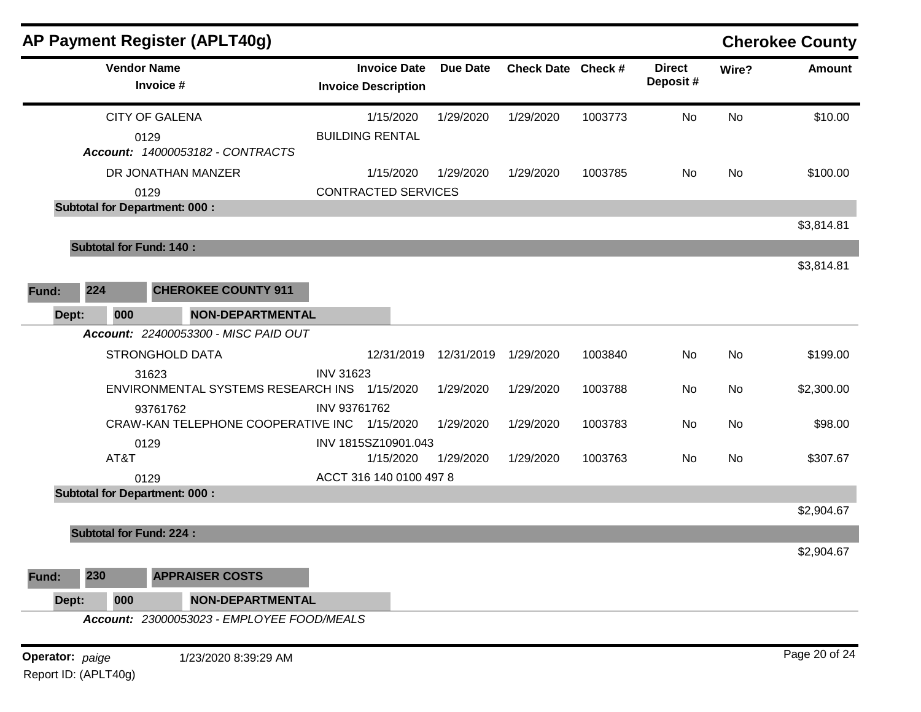# AP Payment Register (APLT40g)

**Cherokee County**

| Vendor Name / Invoice # | Invoice Date / Invoice Description | Due Date | Check Date | Check # | Direct Deposit # | Wire? | Amount |
|---|---|---|---|---|---|---|---|
| CITY OF GALENA | 1/15/2020 | 1/29/2020 | 1/29/2020 | 1003773 | No | No | $10.00 |
| 0129 | BUILDING RENTAL | | | | | | |
| *Account: 14000053182 - CONTRACTS* | | | | | | | |
| DR JONATHAN MANZER | 1/15/2020 | 1/29/2020 | 1/29/2020 | 1003785 | No | No | $100.00 |
| 0129 | CONTRACTED SERVICES | | | | | | |
| **Subtotal for Department: 000 :** | | | | | | | $3,814.81 |
| **Subtotal for Fund: 140 :** | | | | | | | $3,814.81 |

**Fund: 224 CHEROKEE COUNTY 911**

**Dept: 000 NON-DEPARTMENTAL**

*Account: 22400053300 - MISC PAID OUT*

| Vendor Name / Invoice # | Invoice Date / Invoice Description | Due Date | Check Date | Check # | Direct Deposit # | Wire? | Amount |
|---|---|---|---|---|---|---|---|
| STRONGHOLD DATA | 12/31/2019 | 12/31/2019 | 1/29/2020 | 1003840 | No | No | $199.00 |
| 31623 | INV 31623 | | | | | | |
| ENVIRONMENTAL SYSTEMS RESEARCH INS | 1/15/2020 | 1/29/2020 | 1/29/2020 | 1003788 | No | No | $2,300.00 |
| 93761762 | INV 93761762 | | | | | | |
| CRAW-KAN TELEPHONE COOPERATIVE INC | 1/15/2020 | 1/29/2020 | 1/29/2020 | 1003783 | No | No | $98.00 |
| 0129 | INV 1815SZ10901.043 | | | | | | |
| AT&T | 1/15/2020 | 1/29/2020 | 1/29/2020 | 1003763 | No | No | $307.67 |
| 0129 | ACCT 316 140 0100 497 8 | | | | | | |
| **Subtotal for Department: 000 :** | | | | | | | $2,904.67 |
| **Subtotal for Fund: 224 :** | | | | | | | $2,904.67 |

**Fund: 230 APPRAISER COSTS**

**Dept: 000 NON-DEPARTMENTAL**

*Account: 23000053023 - EMPLOYEE FOOD/MEALS*

**Operator:** *paige* 1/23/2020 8:39:29 AM

Report ID: (APLT40g)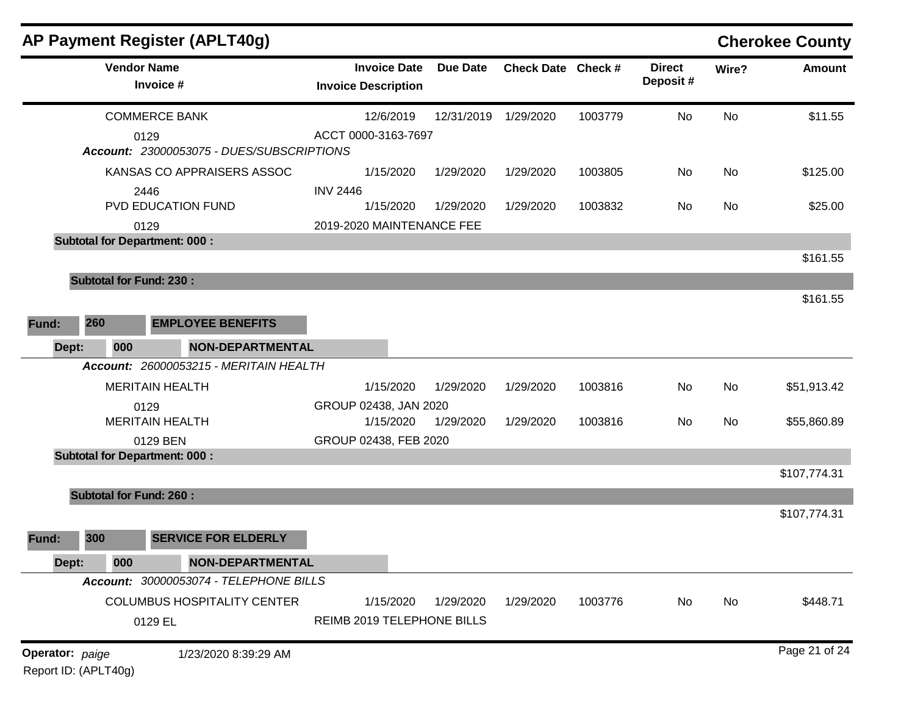## AP Payment Register (APLT40g)

**Cherokee County**

| Vendor Name / Invoice # | Invoice Date / Invoice Description | Due Date | Check Date | Check # | Direct Deposit # | Wire? | Amount |
|---|---|---|---|---|---|---|---|
| COMMERCE BANK | 12/6/2019 | 12/31/2019 | 1/29/2020 | 1003779 | No | No | $11.55 |
| 0129 | ACCT 0000-3163-7697 | | | | | | |
| ***Account:*** *23000053075 - DUES/SUBSCRIPTIONS* | | | | | | | |
| KANSAS CO APPRAISERS ASSOC | 1/15/2020 | 1/29/2020 | 1/29/2020 | 1003805 | No | No | $125.00 |
| 2446 | INV 2446 | | | | | | |
| PVD EDUCATION FUND | 1/15/2020 | 1/29/2020 | 1/29/2020 | 1003832 | No | No | $25.00 |
| 0129 | 2019-2020 MAINTENANCE FEE | | | | | | |
| **Subtotal for Department: 000 :** | | | | | | | $161.55 |
| **Subtotal for Fund: 230 :** | | | | | | | $161.55 |
| **Fund: 260 EMPLOYEE BENEFITS** | | | | | | | |
| **Dept: 000 NON-DEPARTMENTAL** | | | | | | | |
| ***Account:*** *26000053215 - MERITAIN HEALTH* | | | | | | | |
| MERITAIN HEALTH | 1/15/2020 | 1/29/2020 | 1/29/2020 | 1003816 | No | No | $51,913.42 |
| 0129 | GROUP 02438, JAN 2020 | | | | | | |
| MERITAIN HEALTH | 1/15/2020 | 1/29/2020 | 1/29/2020 | 1003816 | No | No | $55,860.89 |
| 0129 BEN | GROUP 02438, FEB 2020 | | | | | | |
| **Subtotal for Department: 000 :** | | | | | | | $107,774.31 |
| **Subtotal for Fund: 260 :** | | | | | | | $107,774.31 |
| **Fund: 300 SERVICE FOR ELDERLY** | | | | | | | |
| **Dept: 000 NON-DEPARTMENTAL** | | | | | | | |
| ***Account:*** *30000053074 - TELEPHONE BILLS* | | | | | | | |
| COLUMBUS HOSPITALITY CENTER | 1/15/2020 | 1/29/2020 | 1/29/2020 | 1003776 | No | No | $448.71 |
| 0129 EL | REIMB 2019 TELEPHONE BILLS | | | | | | |

**Operator:** *paige* 1/23/2020 8:39:29 AM

Report ID: (APLT40g)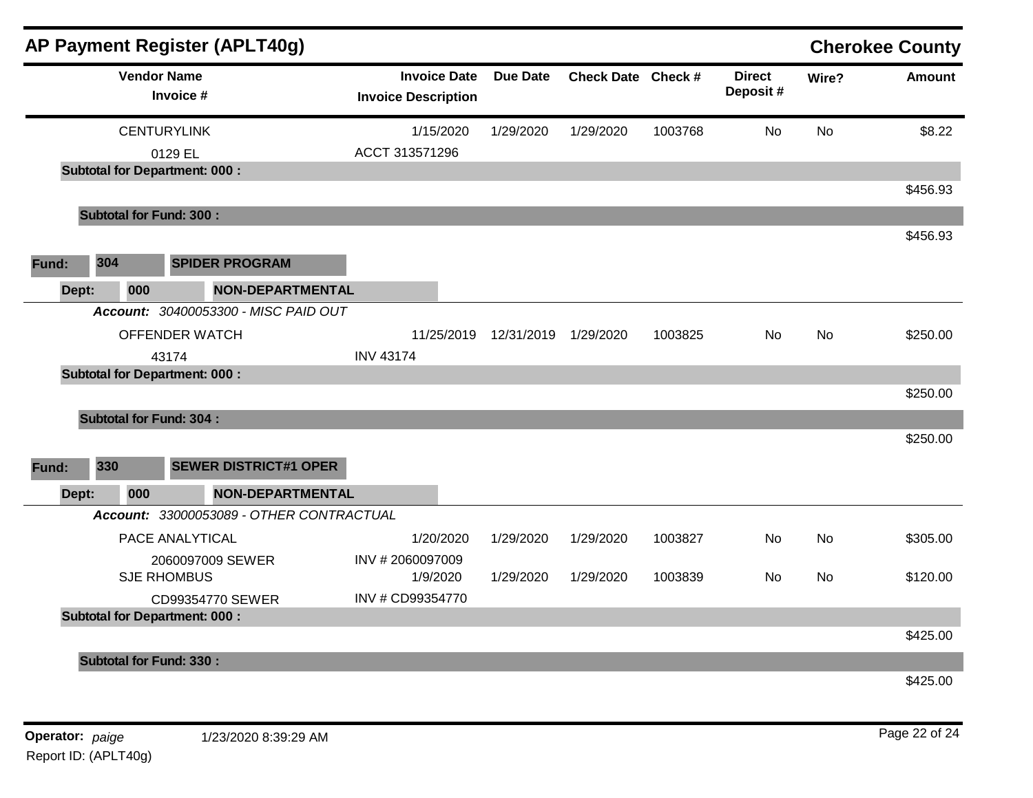## AP Payment Register (APLT40g)

**Cherokee County**

| Vendor Name / Invoice # | Invoice Date / Invoice Description | Due Date | Check Date | Check # | Direct Deposit # | Wire? | Amount |
|---|---|---|---|---|---|---|---|
| CENTURYLINK | 1/15/2020 | 1/29/2020 | 1/29/2020 | 1003768 | No | No | $8.22 |
| 0129 EL | ACCT 313571296 | | | | | | |
| **Subtotal for Department: 000 :** | | | | | | | $456.93 |
| **Subtotal for Fund: 300 :** | | | | | | | $456.93 |

**Fund: 304 SPIDER PROGRAM**

**Dept: 000 NON-DEPARTMENTAL**

***Account:*** *30400053300 - MISC PAID OUT*

| Vendor Name / Invoice # | Invoice Date / Invoice Description | Due Date | Check Date | Check # | Direct Deposit # | Wire? | Amount |
|---|---|---|---|---|---|---|---|
| OFFENDER WATCH | 11/25/2019 | 12/31/2019 | 1/29/2020 | 1003825 | No | No | $250.00 |
| 43174 | INV 43174 | | | | | | |
| **Subtotal for Department: 000 :** | | | | | | | $250.00 |
| **Subtotal for Fund: 304 :** | | | | | | | $250.00 |

**Fund: 330 SEWER DISTRICT#1 OPER**

**Dept: 000 NON-DEPARTMENTAL**

***Account:*** *33000053089 - OTHER CONTRACTUAL*

| Vendor Name / Invoice # | Invoice Date / Invoice Description | Due Date | Check Date | Check # | Direct Deposit # | Wire? | Amount |
|---|---|---|---|---|---|---|---|
| PACE ANALYTICAL | 1/20/2020 | 1/29/2020 | 1/29/2020 | 1003827 | No | No | $305.00 |
| 2060097009 SEWER | INV # 2060097009 | | | | | | |
| SJE RHOMBUS | 1/9/2020 | 1/29/2020 | 1/29/2020 | 1003839 | No | No | $120.00 |
| CD99354770 SEWER | INV # CD99354770 | | | | | | |
| **Subtotal for Department: 000 :** | | | | | | | $425.00 |
| **Subtotal for Fund: 330 :** | | | | | | | $425.00 |

**Operator:** *paige* 1/23/2020 8:39:29 AM

Report ID: (APLT40g)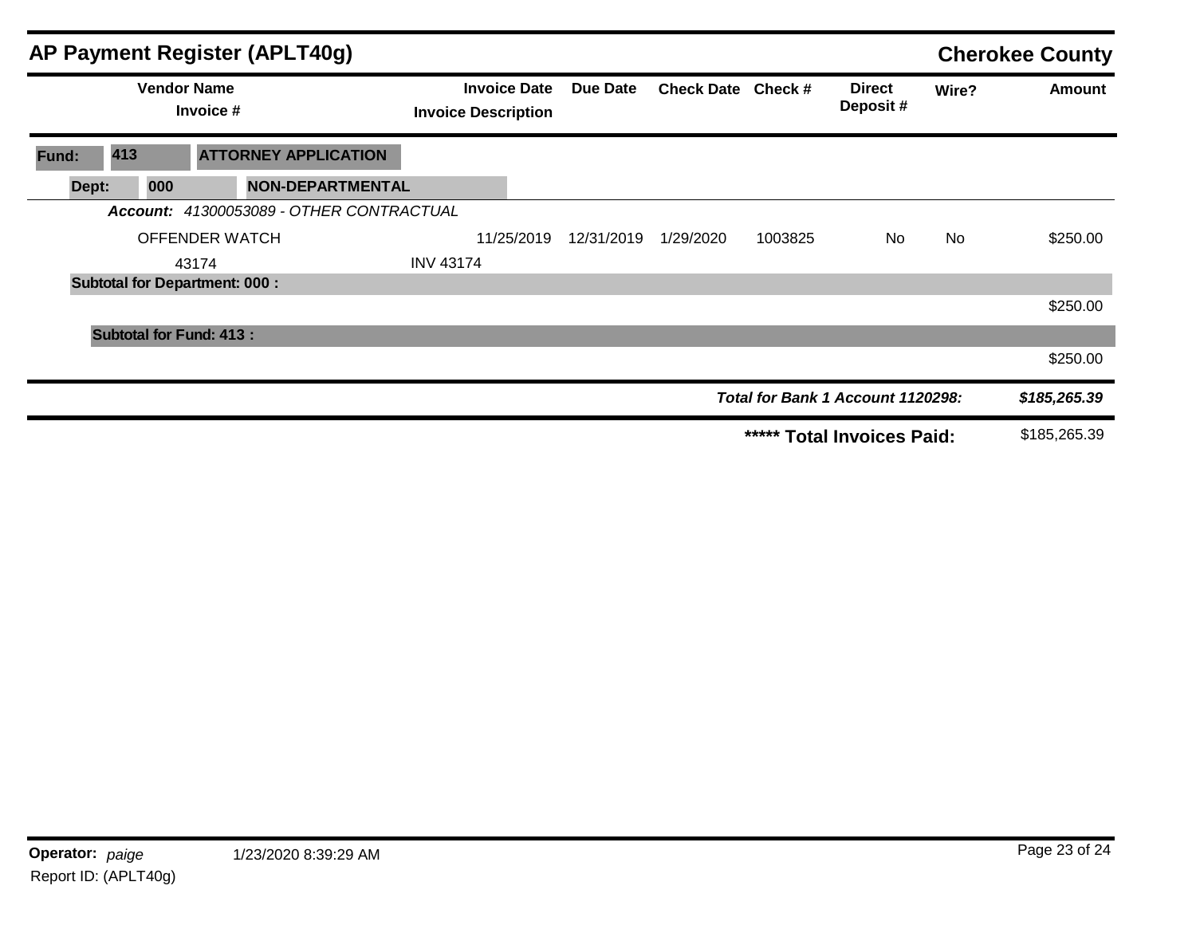# AP Payment Register (APLT40g)

**Cherokee County**

| Vendor Name / Invoice # | Invoice Date / Invoice Description | Due Date | Check Date | Check # | Direct Deposit # | Wire? | Amount |
|---|---|---|---|---|---|---|---|
| **Fund: 413 ATTORNEY APPLICATION** | | | | | | | |
| **Dept: 000 NON-DEPARTMENTAL** | | | | | | | |
| ***Account:*** *41300053089 - OTHER CONTRACTUAL* | | | | | | | |
| OFFENDER WATCH | 11/25/2019 | 12/31/2019 | 1/29/2020 | 1003825 | No | No | $250.00 |
| 43174 | INV 43174 | | | | | | |
| **Subtotal for Department: 000 :** | | | | | | | $250.00 |
| **Subtotal for Fund: 413 :** | | | | | | | $250.00 |
| | | | | | ***Total for Bank 1 Account 1120298:*** | | ***$185,265.39*** |
| | | | | | **\*\*\*\*\* Total Invoices Paid:** | | $185,265.39 |

**Operator:** *paige* 1/23/2020 8:39:29 AM
Report ID: (APLT40g)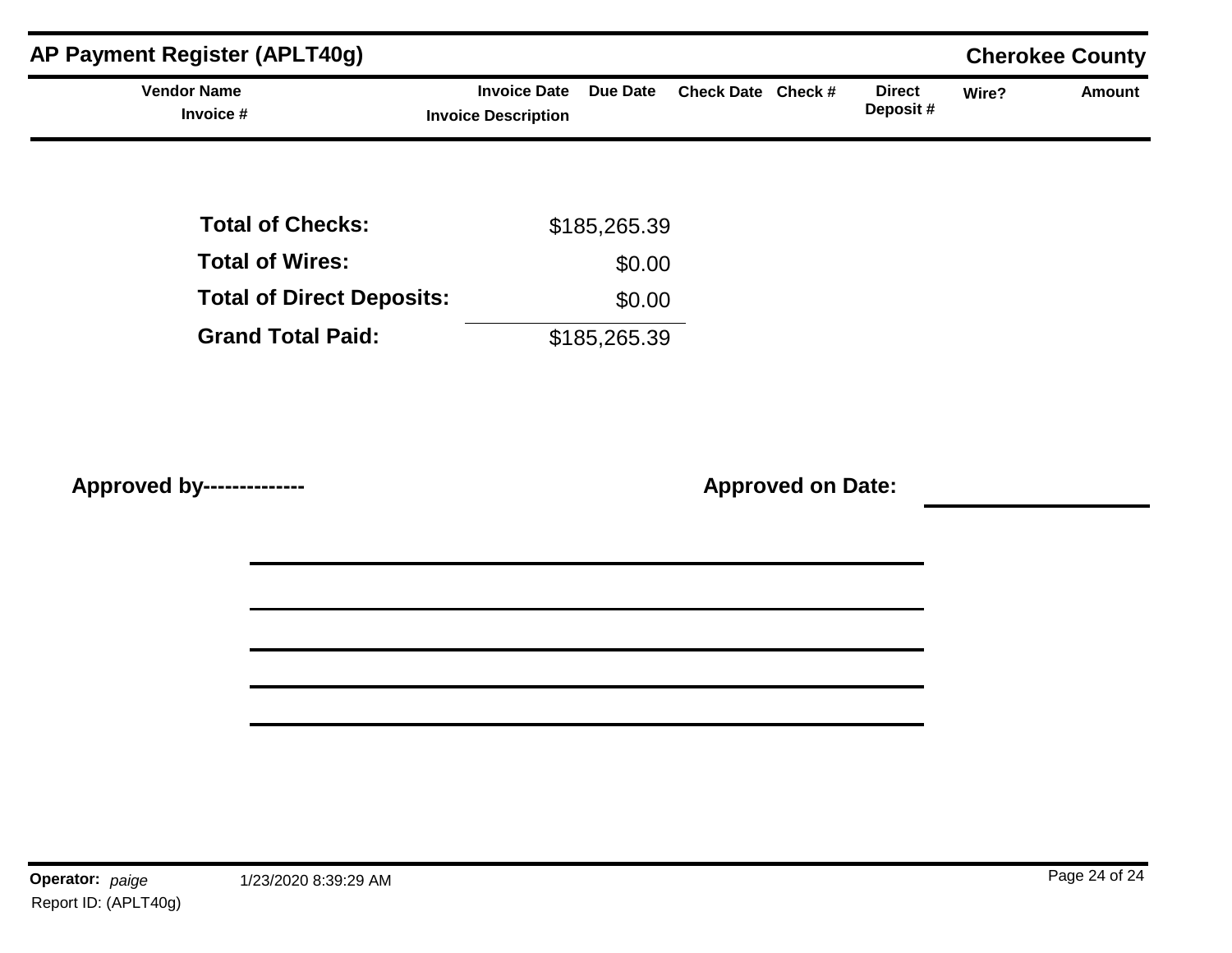## AP Payment Register (APLT40g)

**Cherokee County**

| Vendor Name / Invoice # | Invoice Date / Invoice Description | Due Date | Check Date | Check # | Direct Deposit # | Wire? | Amount |
|---|---|---|---|---|---|---|---|

| | |
|---|---|
| **Total of Checks:** | $185,265.39 |
| **Total of Wires:** | $0.00 |
| **Total of Direct Deposits:** | $0.00 |
| **Grand Total Paid:** | $185,265.39 |

**Approved by--------------**

**Approved on Date:** ____________________

______________________________________________

______________________________________________

______________________________________________

______________________________________________

______________________________________________

**Operator:** *paige* 1/23/2020 8:39:29 AM

Report ID: (APLT40g)